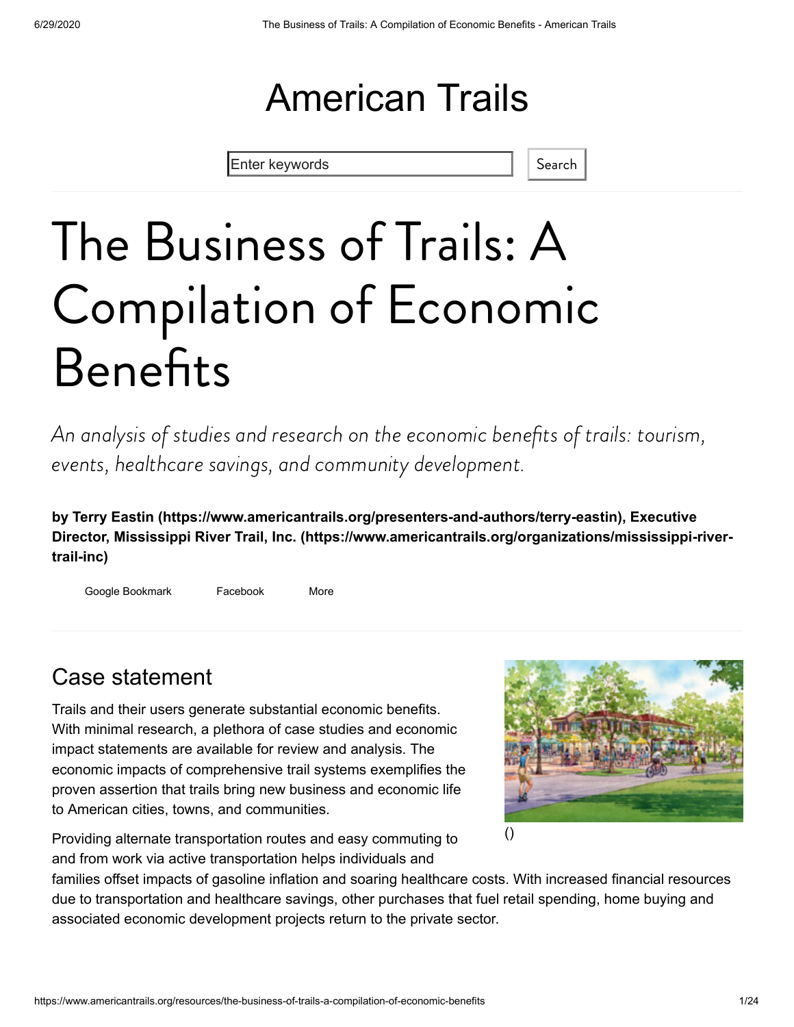American Trails

# The Business of Trails: A Compilation of Economic Benefits

*An analysis of studies and research on the economic benefits of trails: tourism, events, healthcare savings, and community development.*

**by Terry Eastin (https://www.americantrails.org/presenters-and-authors/terry-eastin), Executive Director, Mississippi River Trail, Inc. (https://www.americantrails.org/organizations/mississippi-river-trail-inc)**

## Case statement

Trails and their users generate substantial economic benefits. With minimal research, a plethora of case studies and economic impact statements are available for review and analysis. The economic impacts of comprehensive trail systems exemplifies the proven assertion that trails bring new business and economic life to American cities, towns, and communities.

()

Providing alternate transportation routes and easy commuting to and from work via active transportation helps individuals and families offset impacts of gasoline inflation and soaring healthcare costs. With increased financial resources due to transportation and healthcare savings, other purchases that fuel retail spending, home buying and associated economic development projects return to the private sector.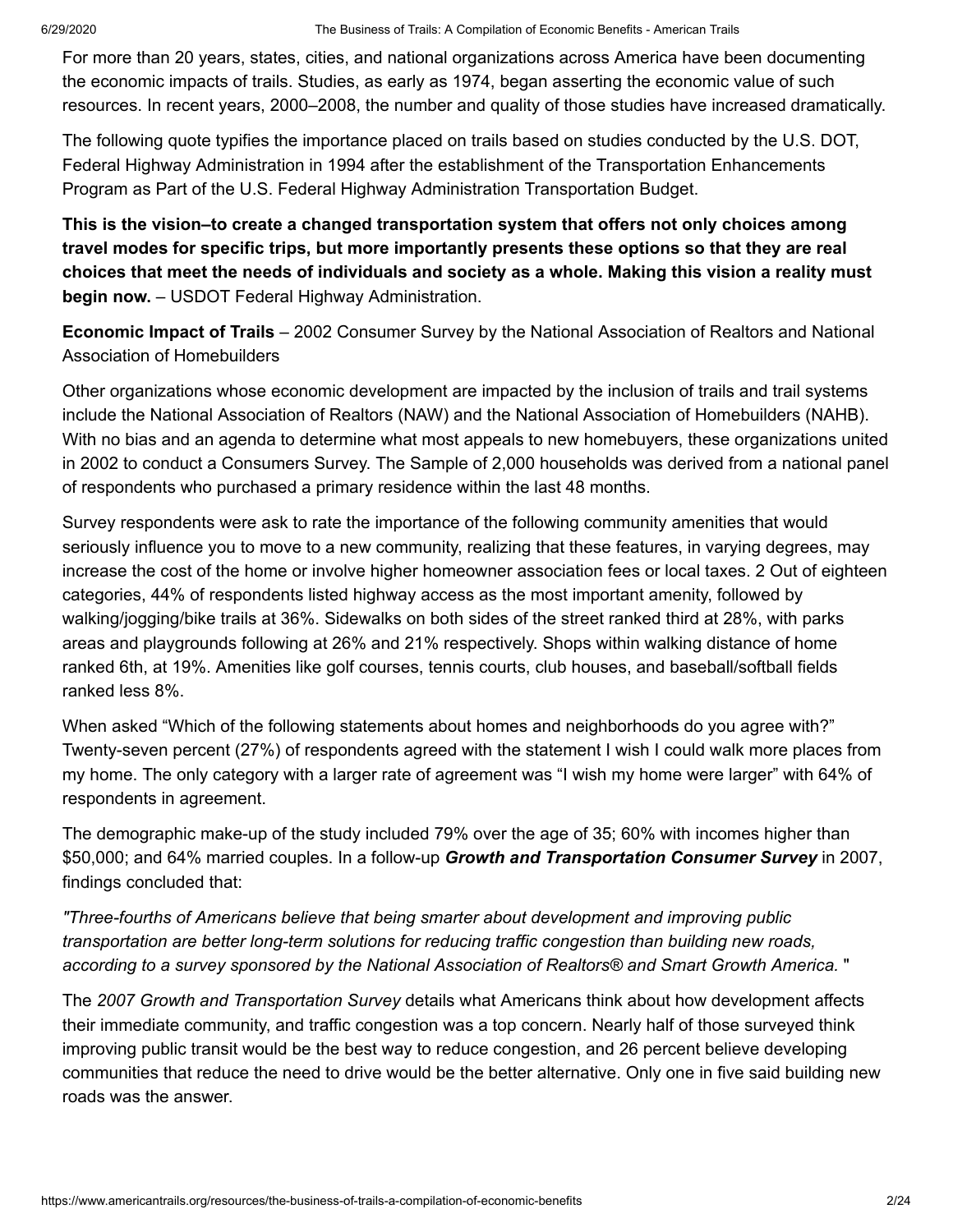For more than 20 years, states, cities, and national organizations across America have been documenting the economic impacts of trails. Studies, as early as 1974, began asserting the economic value of such resources. In recent years, 2000–2008, the number and quality of those studies have increased dramatically.

The following quote typifies the importance placed on trails based on studies conducted by the U.S. DOT, Federal Highway Administration in 1994 after the establishment of the Transportation Enhancements Program as Part of the U.S. Federal Highway Administration Transportation Budget.

**This is the vision–to create a changed transportation system that offers not only choices among travel modes for specific trips, but more importantly presents these options so that they are real choices that meet the needs of individuals and society as a whole. Making this vision a reality must begin now.** – USDOT Federal Highway Administration.

**Economic Impact of Trails** – 2002 Consumer Survey by the National Association of Realtors and National Association of Homebuilders

Other organizations whose economic development are impacted by the inclusion of trails and trail systems include the National Association of Realtors (NAW) and the National Association of Homebuilders (NAHB). With no bias and an agenda to determine what most appeals to new homebuyers, these organizations united in 2002 to conduct a Consumers Survey. The Sample of 2,000 households was derived from a national panel of respondents who purchased a primary residence within the last 48 months.

Survey respondents were ask to rate the importance of the following community amenities that would seriously influence you to move to a new community, realizing that these features, in varying degrees, may increase the cost of the home or involve higher homeowner association fees or local taxes. 2 Out of eighteen categories, 44% of respondents listed highway access as the most important amenity, followed by walking/jogging/bike trails at 36%. Sidewalks on both sides of the street ranked third at 28%, with parks areas and playgrounds following at 26% and 21% respectively. Shops within walking distance of home ranked 6th, at 19%. Amenities like golf courses, tennis courts, club houses, and baseball/softball fields ranked less 8%.

When asked "Which of the following statements about homes and neighborhoods do you agree with?" Twenty-seven percent (27%) of respondents agreed with the statement I wish I could walk more places from my home. The only category with a larger rate of agreement was "I wish my home were larger" with 64% of respondents in agreement.

The demographic make-up of the study included 79% over the age of 35; 60% with incomes higher than $50,000; and 64% married couples. In a follow-up ***Growth and Transportation Consumer Survey*** in 2007, findings concluded that:

*"Three-fourths of Americans believe that being smarter about development and improving public transportation are better long-term solutions for reducing traffic congestion than building new roads, according to a survey sponsored by the National Association of Realtors® and Smart Growth America.* "

The *2007 Growth and Transportation Survey* details what Americans think about how development affects their immediate community, and traffic congestion was a top concern. Nearly half of those surveyed think improving public transit would be the best way to reduce congestion, and 26 percent believe developing communities that reduce the need to drive would be the better alternative. Only one in five said building new roads was the answer.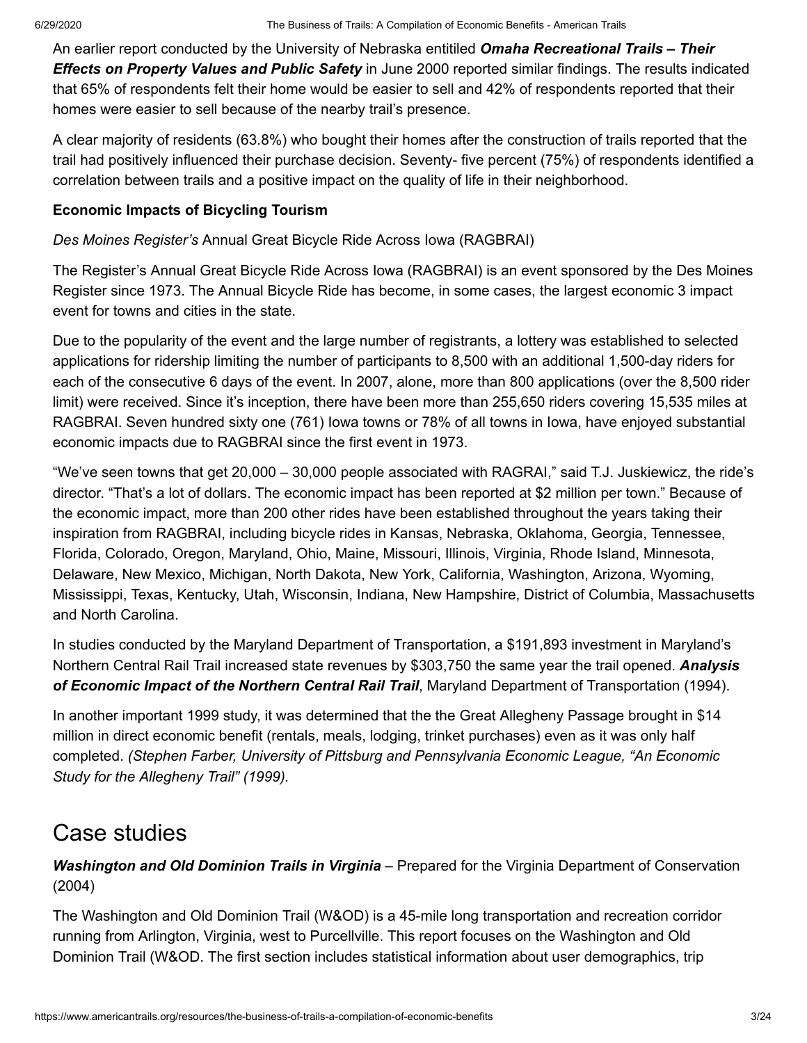An earlier report conducted by the University of Nebraska entitiled ***Omaha Recreational Trails – Their Effects on Property Values and Public Safety*** in June 2000 reported similar findings. The results indicated that 65% of respondents felt their home would be easier to sell and 42% of respondents reported that their homes were easier to sell because of the nearby trail's presence.

A clear majority of residents (63.8%) who bought their homes after the construction of trails reported that the trail had positively influenced their purchase decision. Seventy- five percent (75%) of respondents identified a correlation between trails and a positive impact on the quality of life in their neighborhood.

**Economic Impacts of Bicycling Tourism**

*Des Moines Register's* Annual Great Bicycle Ride Across Iowa (RAGBRAI)

The Register's Annual Great Bicycle Ride Across Iowa (RAGBRAI) is an event sponsored by the Des Moines Register since 1973. The Annual Bicycle Ride has become, in some cases, the largest economic 3 impact event for towns and cities in the state.

Due to the popularity of the event and the large number of registrants, a lottery was established to selected applications for ridership limiting the number of participants to 8,500 with an additional 1,500-day riders for each of the consecutive 6 days of the event. In 2007, alone, more than 800 applications (over the 8,500 rider limit) were received. Since it's inception, there have been more than 255,650 riders covering 15,535 miles at RAGBRAI. Seven hundred sixty one (761) Iowa towns or 78% of all towns in Iowa, have enjoyed substantial economic impacts due to RAGBRAI since the first event in 1973.

"We've seen towns that get 20,000 – 30,000 people associated with RAGRAI," said T.J. Juskiewicz, the ride's director. "That's a lot of dollars. The economic impact has been reported at $2 million per town." Because of the economic impact, more than 200 other rides have been established throughout the years taking their inspiration from RAGBRAI, including bicycle rides in Kansas, Nebraska, Oklahoma, Georgia, Tennessee, Florida, Colorado, Oregon, Maryland, Ohio, Maine, Missouri, Illinois, Virginia, Rhode Island, Minnesota, Delaware, New Mexico, Michigan, North Dakota, New York, California, Washington, Arizona, Wyoming, Mississippi, Texas, Kentucky, Utah, Wisconsin, Indiana, New Hampshire, District of Columbia, Massachusetts and North Carolina.

In studies conducted by the Maryland Department of Transportation, a $191,893 investment in Maryland's Northern Central Rail Trail increased state revenues by $303,750 the same year the trail opened. ***Analysis of Economic Impact of the Northern Central Rail Trail***, Maryland Department of Transportation (1994).

In another important 1999 study, it was determined that the the Great Allegheny Passage brought in $14 million in direct economic benefit (rentals, meals, lodging, trinket purchases) even as it was only half completed. *(Stephen Farber, University of Pittsburg and Pennsylvania Economic League, "An Economic Study for the Allegheny Trail" (1999).*

# Case studies

***Washington and Old Dominion Trails in Virginia*** – Prepared for the Virginia Department of Conservation (2004)

The Washington and Old Dominion Trail (W&OD) is a 45-mile long transportation and recreation corridor running from Arlington, Virginia, west to Purcellville. This report focuses on the Washington and Old Dominion Trail (W&OD. The first section includes statistical information about user demographics, trip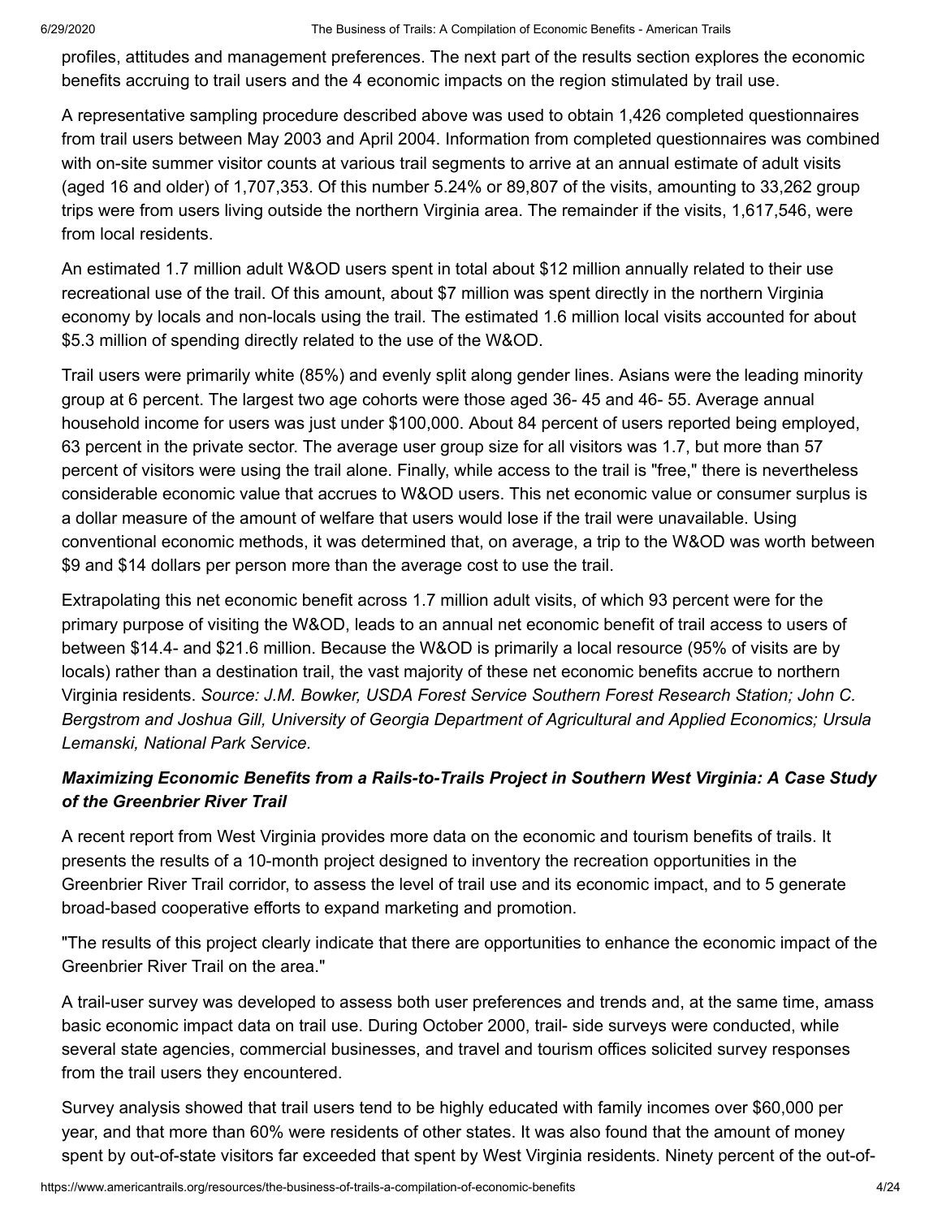profiles, attitudes and management preferences. The next part of the results section explores the economic benefits accruing to trail users and the 4 economic impacts on the region stimulated by trail use.

A representative sampling procedure described above was used to obtain 1,426 completed questionnaires from trail users between May 2003 and April 2004. Information from completed questionnaires was combined with on-site summer visitor counts at various trail segments to arrive at an annual estimate of adult visits (aged 16 and older) of 1,707,353. Of this number 5.24% or 89,807 of the visits, amounting to 33,262 group trips were from users living outside the northern Virginia area. The remainder if the visits, 1,617,546, were from local residents.

An estimated 1.7 million adult W&OD users spent in total about $12 million annually related to their use recreational use of the trail. Of this amount, about $7 million was spent directly in the northern Virginia economy by locals and non-locals using the trail. The estimated 1.6 million local visits accounted for about $5.3 million of spending directly related to the use of the W&OD.

Trail users were primarily white (85%) and evenly split along gender lines. Asians were the leading minority group at 6 percent. The largest two age cohorts were those aged 36- 45 and 46- 55. Average annual household income for users was just under $100,000. About 84 percent of users reported being employed, 63 percent in the private sector. The average user group size for all visitors was 1.7, but more than 57 percent of visitors were using the trail alone. Finally, while access to the trail is "free," there is nevertheless considerable economic value that accrues to W&OD users. This net economic value or consumer surplus is a dollar measure of the amount of welfare that users would lose if the trail were unavailable. Using conventional economic methods, it was determined that, on average, a trip to the W&OD was worth between $9 and $14 dollars per person more than the average cost to use the trail.

Extrapolating this net economic benefit across 1.7 million adult visits, of which 93 percent were for the primary purpose of visiting the W&OD, leads to an annual net economic benefit of trail access to users of between $14.4- and $21.6 million. Because the W&OD is primarily a local resource (95% of visits are by locals) rather than a destination trail, the vast majority of these net economic benefits accrue to northern Virginia residents. *Source: J.M. Bowker, USDA Forest Service Southern Forest Research Station; John C. Bergstrom and Joshua Gill, University of Georgia Department of Agricultural and Applied Economics; Ursula Lemanski, National Park Service.*

### *Maximizing Economic Benefits from a Rails-to-Trails Project in Southern West Virginia: A Case Study of the Greenbrier River Trail*

A recent report from West Virginia provides more data on the economic and tourism benefits of trails. It presents the results of a 10-month project designed to inventory the recreation opportunities in the Greenbrier River Trail corridor, to assess the level of trail use and its economic impact, and to 5 generate broad-based cooperative efforts to expand marketing and promotion.

"The results of this project clearly indicate that there are opportunities to enhance the economic impact of the Greenbrier River Trail on the area."

A trail-user survey was developed to assess both user preferences and trends and, at the same time, amass basic economic impact data on trail use. During October 2000, trail- side surveys were conducted, while several state agencies, commercial businesses, and travel and tourism offices solicited survey responses from the trail users they encountered.

Survey analysis showed that trail users tend to be highly educated with family incomes over $60,000 per year, and that more than 60% were residents of other states. It was also found that the amount of money spent by out-of-state visitors far exceeded that spent by West Virginia residents. Ninety percent of the out-of-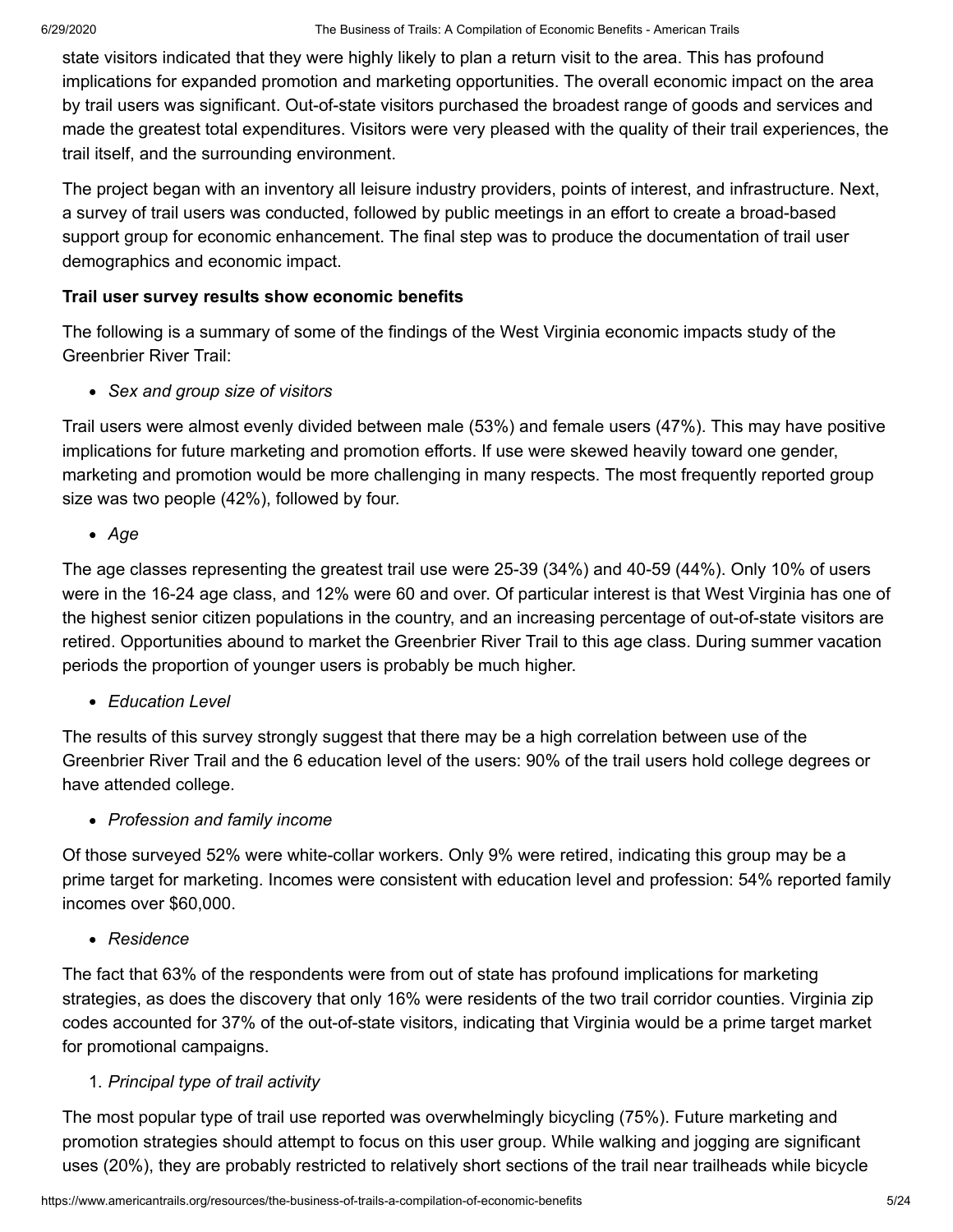state visitors indicated that they were highly likely to plan a return visit to the area. This has profound implications for expanded promotion and marketing opportunities. The overall economic impact on the area by trail users was significant. Out-of-state visitors purchased the broadest range of goods and services and made the greatest total expenditures. Visitors were very pleased with the quality of their trail experiences, the trail itself, and the surrounding environment.

The project began with an inventory all leisure industry providers, points of interest, and infrastructure. Next, a survey of trail users was conducted, followed by public meetings in an effort to create a broad-based support group for economic enhancement. The final step was to produce the documentation of trail user demographics and economic impact.

**Trail user survey results show economic benefits**

The following is a summary of some of the findings of the West Virginia economic impacts study of the Greenbrier River Trail:

- *Sex and group size of visitors*

Trail users were almost evenly divided between male (53%) and female users (47%). This may have positive implications for future marketing and promotion efforts. If use were skewed heavily toward one gender, marketing and promotion would be more challenging in many respects. The most frequently reported group size was two people (42%), followed by four.

- *Age*

The age classes representing the greatest trail use were 25-39 (34%) and 40-59 (44%). Only 10% of users were in the 16-24 age class, and 12% were 60 and over. Of particular interest is that West Virginia has one of the highest senior citizen populations in the country, and an increasing percentage of out-of-state visitors are retired. Opportunities abound to market the Greenbrier River Trail to this age class. During summer vacation periods the proportion of younger users is probably be much higher.

- *Education Level*

The results of this survey strongly suggest that there may be a high correlation between use of the Greenbrier River Trail and the 6 education level of the users: 90% of the trail users hold college degrees or have attended college.

- *Profession and family income*

Of those surveyed 52% were white-collar workers. Only 9% were retired, indicating this group may be a prime target for marketing. Incomes were consistent with education level and profession: 54% reported family incomes over $60,000.

- *Residence*

The fact that 63% of the respondents were from out of state has profound implications for marketing strategies, as does the discovery that only 16% were residents of the two trail corridor counties. Virginia zip codes accounted for 37% of the out-of-state visitors, indicating that Virginia would be a prime target market for promotional campaigns.

1. *Principal type of trail activity*

The most popular type of trail use reported was overwhelmingly bicycling (75%). Future marketing and promotion strategies should attempt to focus on this user group. While walking and jogging are significant uses (20%), they are probably restricted to relatively short sections of the trail near trailheads while bicycle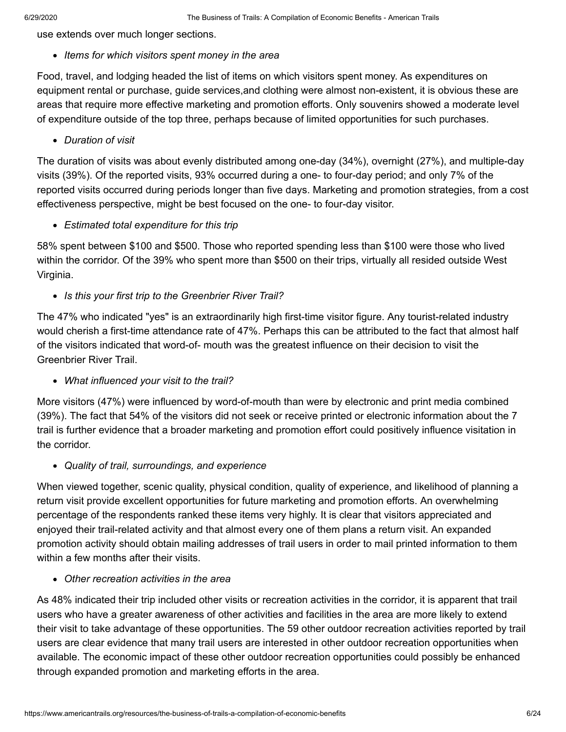use extends over much longer sections.

- *Items for which visitors spent money in the area*

Food, travel, and lodging headed the list of items on which visitors spent money. As expenditures on equipment rental or purchase, guide services,and clothing were almost non-existent, it is obvious these are areas that require more effective marketing and promotion efforts. Only souvenirs showed a moderate level of expenditure outside of the top three, perhaps because of limited opportunities for such purchases.

- *Duration of visit*

The duration of visits was about evenly distributed among one-day (34%), overnight (27%), and multiple-day visits (39%). Of the reported visits, 93% occurred during a one- to four-day period; and only 7% of the reported visits occurred during periods longer than five days. Marketing and promotion strategies, from a cost effectiveness perspective, might be best focused on the one- to four-day visitor.

- *Estimated total expenditure for this trip*

58% spent between $100 and $500. Those who reported spending less than $100 were those who lived within the corridor. Of the 39% who spent more than $500 on their trips, virtually all resided outside West Virginia.

- *Is this your first trip to the Greenbrier River Trail?*

The 47% who indicated "yes" is an extraordinarily high first-time visitor figure. Any tourist-related industry would cherish a first-time attendance rate of 47%. Perhaps this can be attributed to the fact that almost half of the visitors indicated that word-of- mouth was the greatest influence on their decision to visit the Greenbrier River Trail.

- *What influenced your visit to the trail?*

More visitors (47%) were influenced by word-of-mouth than were by electronic and print media combined (39%). The fact that 54% of the visitors did not seek or receive printed or electronic information about the 7 trail is further evidence that a broader marketing and promotion effort could positively influence visitation in the corridor.

- *Quality of trail, surroundings, and experience*

When viewed together, scenic quality, physical condition, quality of experience, and likelihood of planning a return visit provide excellent opportunities for future marketing and promotion efforts. An overwhelming percentage of the respondents ranked these items very highly. It is clear that visitors appreciated and enjoyed their trail-related activity and that almost every one of them plans a return visit. An expanded promotion activity should obtain mailing addresses of trail users in order to mail printed information to them within a few months after their visits.

- *Other recreation activities in the area*

As 48% indicated their trip included other visits or recreation activities in the corridor, it is apparent that trail users who have a greater awareness of other activities and facilities in the area are more likely to extend their visit to take advantage of these opportunities. The 59 other outdoor recreation activities reported by trail users are clear evidence that many trail users are interested in other outdoor recreation opportunities when available. The economic impact of these other outdoor recreation opportunities could possibly be enhanced through expanded promotion and marketing efforts in the area.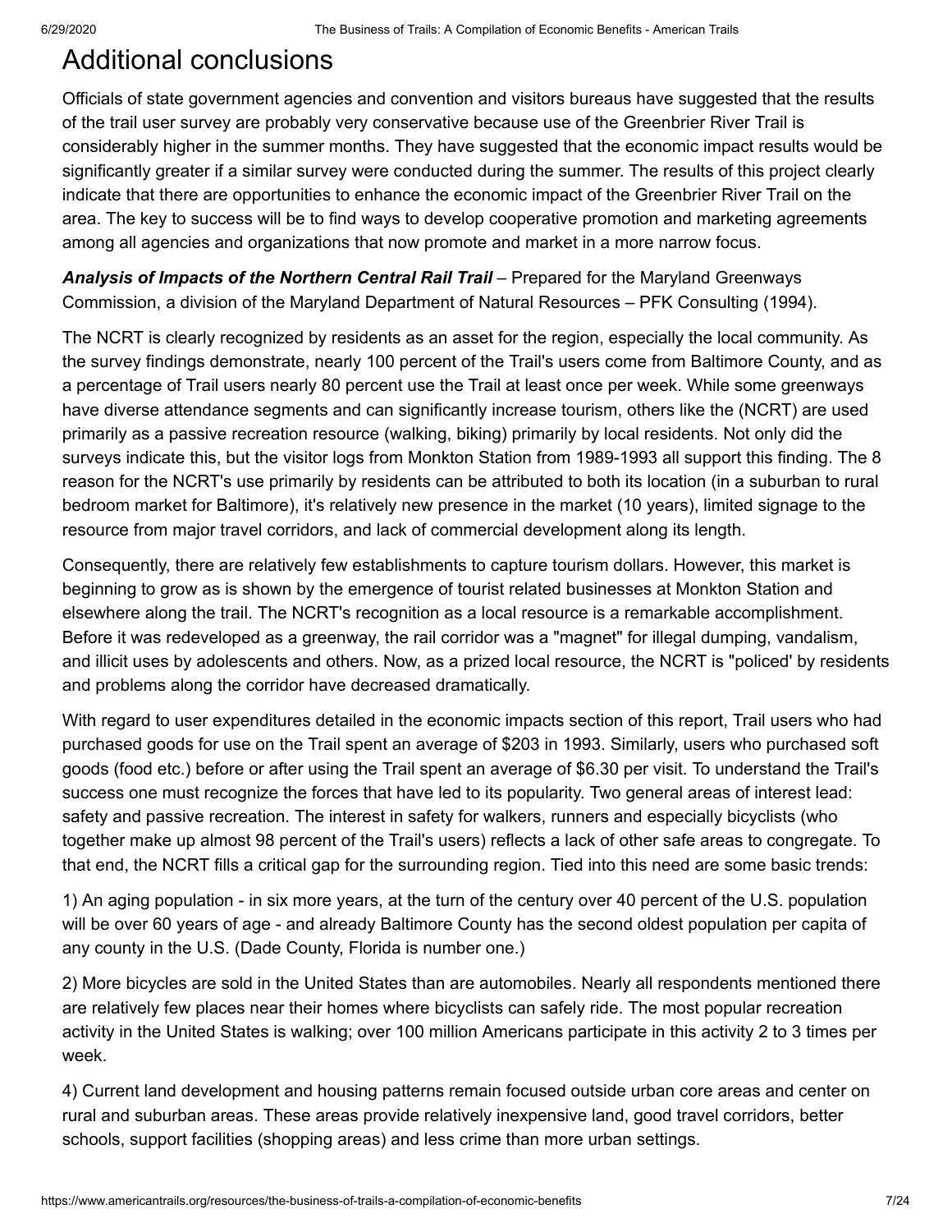# Additional conclusions

Officials of state government agencies and convention and visitors bureaus have suggested that the results of the trail user survey are probably very conservative because use of the Greenbrier River Trail is considerably higher in the summer months. They have suggested that the economic impact results would be significantly greater if a similar survey were conducted during the summer. The results of this project clearly indicate that there are opportunities to enhance the economic impact of the Greenbrier River Trail on the area. The key to success will be to find ways to develop cooperative promotion and marketing agreements among all agencies and organizations that now promote and market in a more narrow focus.

***Analysis of Impacts of the Northern Central Rail Trail*** – Prepared for the Maryland Greenways Commission, a division of the Maryland Department of Natural Resources – PFK Consulting (1994).

The NCRT is clearly recognized by residents as an asset for the region, especially the local community. As the survey findings demonstrate, nearly 100 percent of the Trail's users come from Baltimore County, and as a percentage of Trail users nearly 80 percent use the Trail at least once per week. While some greenways have diverse attendance segments and can significantly increase tourism, others like the (NCRT) are used primarily as a passive recreation resource (walking, biking) primarily by local residents. Not only did the surveys indicate this, but the visitor logs from Monkton Station from 1989-1993 all support this finding. The 8 reason for the NCRT's use primarily by residents can be attributed to both its location (in a suburban to rural bedroom market for Baltimore), it's relatively new presence in the market (10 years), limited signage to the resource from major travel corridors, and lack of commercial development along its length.

Consequently, there are relatively few establishments to capture tourism dollars. However, this market is beginning to grow as is shown by the emergence of tourist related businesses at Monkton Station and elsewhere along the trail. The NCRT's recognition as a local resource is a remarkable accomplishment. Before it was redeveloped as a greenway, the rail corridor was a "magnet" for illegal dumping, vandalism, and illicit uses by adolescents and others. Now, as a prized local resource, the NCRT is "policed' by residents and problems along the corridor have decreased dramatically.

With regard to user expenditures detailed in the economic impacts section of this report, Trail users who had purchased goods for use on the Trail spent an average of $203 in 1993. Similarly, users who purchased soft goods (food etc.) before or after using the Trail spent an average of $6.30 per visit. To understand the Trail's success one must recognize the forces that have led to its popularity. Two general areas of interest lead: safety and passive recreation. The interest in safety for walkers, runners and especially bicyclists (who together make up almost 98 percent of the Trail's users) reflects a lack of other safe areas to congregate. To that end, the NCRT fills a critical gap for the surrounding region. Tied into this need are some basic trends:

1) An aging population - in six more years, at the turn of the century over 40 percent of the U.S. population will be over 60 years of age - and already Baltimore County has the second oldest population per capita of any county in the U.S. (Dade County, Florida is number one.)

2) More bicycles are sold in the United States than are automobiles. Nearly all respondents mentioned there are relatively few places near their homes where bicyclists can safely ride. The most popular recreation activity in the United States is walking; over 100 million Americans participate in this activity 2 to 3 times per week.

4) Current land development and housing patterns remain focused outside urban core areas and center on rural and suburban areas. These areas provide relatively inexpensive land, good travel corridors, better schools, support facilities (shopping areas) and less crime than more urban settings.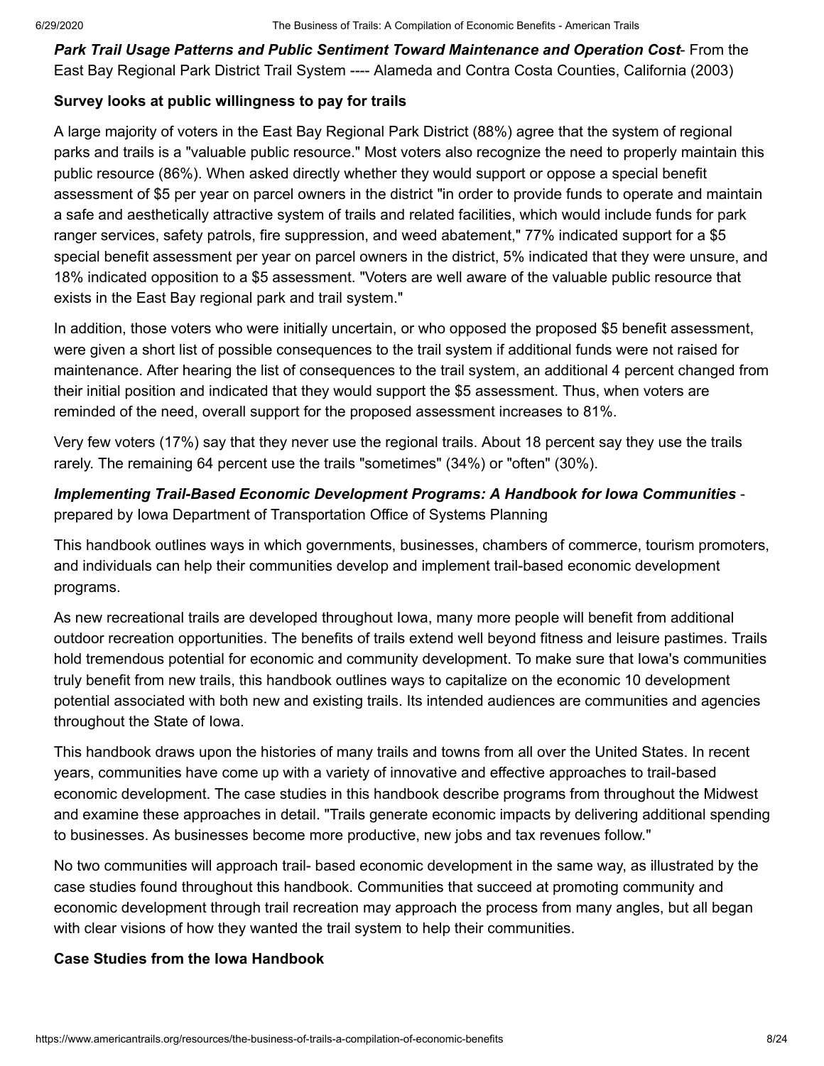***Park Trail Usage Patterns and Public Sentiment Toward Maintenance and Operation Cost***- From the East Bay Regional Park District Trail System ---- Alameda and Contra Costa Counties, California (2003)

**Survey looks at public willingness to pay for trails**

A large majority of voters in the East Bay Regional Park District (88%) agree that the system of regional parks and trails is a "valuable public resource." Most voters also recognize the need to properly maintain this public resource (86%). When asked directly whether they would support or oppose a special benefit assessment of $5 per year on parcel owners in the district "in order to provide funds to operate and maintain a safe and aesthetically attractive system of trails and related facilities, which would include funds for park ranger services, safety patrols, fire suppression, and weed abatement," 77% indicated support for a $5 special benefit assessment per year on parcel owners in the district, 5% indicated that they were unsure, and 18% indicated opposition to a $5 assessment. "Voters are well aware of the valuable public resource that exists in the East Bay regional park and trail system."

In addition, those voters who were initially uncertain, or who opposed the proposed $5 benefit assessment, were given a short list of possible consequences to the trail system if additional funds were not raised for maintenance. After hearing the list of consequences to the trail system, an additional 4 percent changed from their initial position and indicated that they would support the $5 assessment. Thus, when voters are reminded of the need, overall support for the proposed assessment increases to 81%.

Very few voters (17%) say that they never use the regional trails. About 18 percent say they use the trails rarely. The remaining 64 percent use the trails "sometimes" (34%) or "often" (30%).

***Implementing Trail-Based Economic Development Programs: A Handbook for Iowa Communities*** - prepared by Iowa Department of Transportation Office of Systems Planning

This handbook outlines ways in which governments, businesses, chambers of commerce, tourism promoters, and individuals can help their communities develop and implement trail-based economic development programs.

As new recreational trails are developed throughout Iowa, many more people will benefit from additional outdoor recreation opportunities. The benefits of trails extend well beyond fitness and leisure pastimes. Trails hold tremendous potential for economic and community development. To make sure that Iowa's communities truly benefit from new trails, this handbook outlines ways to capitalize on the economic 10 development potential associated with both new and existing trails. Its intended audiences are communities and agencies throughout the State of Iowa.

This handbook draws upon the histories of many trails and towns from all over the United States. In recent years, communities have come up with a variety of innovative and effective approaches to trail-based economic development. The case studies in this handbook describe programs from throughout the Midwest and examine these approaches in detail. "Trails generate economic impacts by delivering additional spending to businesses. As businesses become more productive, new jobs and tax revenues follow."

No two communities will approach trail- based economic development in the same way, as illustrated by the case studies found throughout this handbook. Communities that succeed at promoting community and economic development through trail recreation may approach the process from many angles, but all began with clear visions of how they wanted the trail system to help their communities.

**Case Studies from the Iowa Handbook**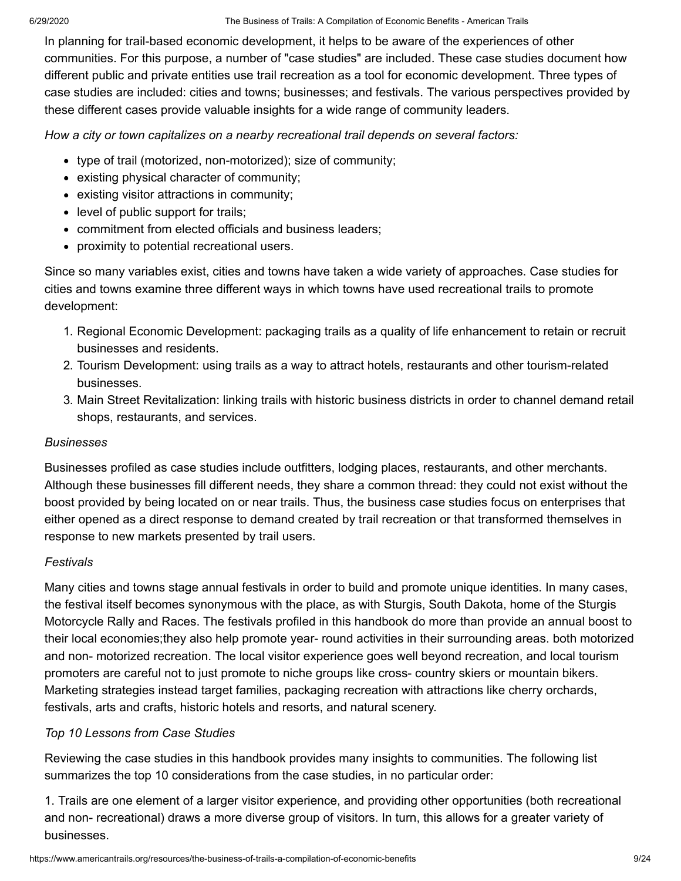In planning for trail-based economic development, it helps to be aware of the experiences of other communities. For this purpose, a number of "case studies" are included. These case studies document how different public and private entities use trail recreation as a tool for economic development. Three types of case studies are included: cities and towns; businesses; and festivals. The various perspectives provided by these different cases provide valuable insights for a wide range of community leaders.

*How a city or town capitalizes on a nearby recreational trail depends on several factors:*

- type of trail (motorized, non-motorized); size of community;
- existing physical character of community;
- existing visitor attractions in community;
- level of public support for trails;
- commitment from elected officials and business leaders;
- proximity to potential recreational users.

Since so many variables exist, cities and towns have taken a wide variety of approaches. Case studies for cities and towns examine three different ways in which towns have used recreational trails to promote development:

1. Regional Economic Development: packaging trails as a quality of life enhancement to retain or recruit businesses and residents.
2. Tourism Development: using trails as a way to attract hotels, restaurants and other tourism-related businesses.
3. Main Street Revitalization: linking trails with historic business districts in order to channel demand retail shops, restaurants, and services.

*Businesses*

Businesses profiled as case studies include outfitters, lodging places, restaurants, and other merchants. Although these businesses fill different needs, they share a common thread: they could not exist without the boost provided by being located on or near trails. Thus, the business case studies focus on enterprises that either opened as a direct response to demand created by trail recreation or that transformed themselves in response to new markets presented by trail users.

*Festivals*

Many cities and towns stage annual festivals in order to build and promote unique identities. In many cases, the festival itself becomes synonymous with the place, as with Sturgis, South Dakota, home of the Sturgis Motorcycle Rally and Races. The festivals profiled in this handbook do more than provide an annual boost to their local economies;they also help promote year- round activities in their surrounding areas. both motorized and non- motorized recreation. The local visitor experience goes well beyond recreation, and local tourism promoters are careful not to just promote to niche groups like cross- country skiers or mountain bikers. Marketing strategies instead target families, packaging recreation with attractions like cherry orchards, festivals, arts and crafts, historic hotels and resorts, and natural scenery.

*Top 10 Lessons from Case Studies*

Reviewing the case studies in this handbook provides many insights to communities. The following list summarizes the top 10 considerations from the case studies, in no particular order:

1. Trails are one element of a larger visitor experience, and providing other opportunities (both recreational and non- recreational) draws a more diverse group of visitors. In turn, this allows for a greater variety of businesses.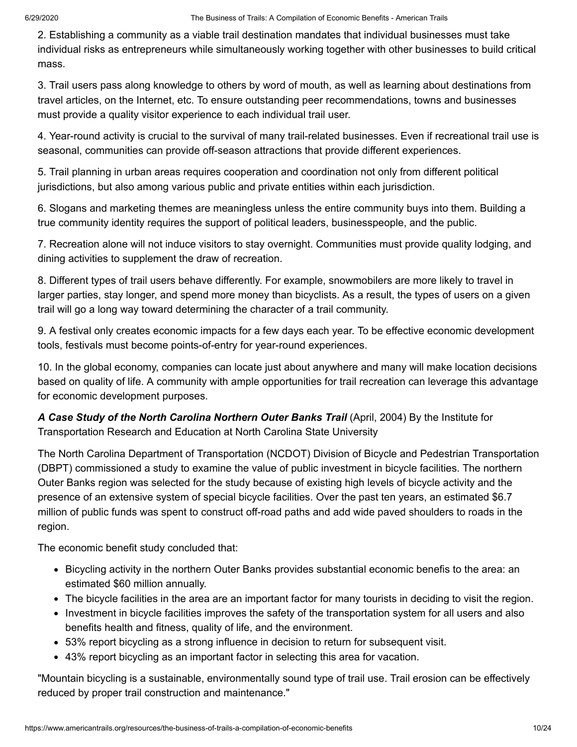2. Establishing a community as a viable trail destination mandates that individual businesses must take individual risks as entrepreneurs while simultaneously working together with other businesses to build critical mass.

3. Trail users pass along knowledge to others by word of mouth, as well as learning about destinations from travel articles, on the Internet, etc. To ensure outstanding peer recommendations, towns and businesses must provide a quality visitor experience to each individual trail user.

4. Year-round activity is crucial to the survival of many trail-related businesses. Even if recreational trail use is seasonal, communities can provide off-season attractions that provide different experiences.

5. Trail planning in urban areas requires cooperation and coordination not only from different political jurisdictions, but also among various public and private entities within each jurisdiction.

6. Slogans and marketing themes are meaningless unless the entire community buys into them. Building a true community identity requires the support of political leaders, businesspeople, and the public.

7. Recreation alone will not induce visitors to stay overnight. Communities must provide quality lodging, and dining activities to supplement the draw of recreation.

8. Different types of trail users behave differently. For example, snowmobilers are more likely to travel in larger parties, stay longer, and spend more money than bicyclists. As a result, the types of users on a given trail will go a long way toward determining the character of a trail community.

9. A festival only creates economic impacts for a few days each year. To be effective economic development tools, festivals must become points-of-entry for year-round experiences.

10. In the global economy, companies can locate just about anywhere and many will make location decisions based on quality of life. A community with ample opportunities for trail recreation can leverage this advantage for economic development purposes.

***A Case Study of the North Carolina Northern Outer Banks Trail*** (April, 2004) By the Institute for Transportation Research and Education at North Carolina State University

The North Carolina Department of Transportation (NCDOT) Division of Bicycle and Pedestrian Transportation (DBPT) commissioned a study to examine the value of public investment in bicycle facilities. The northern Outer Banks region was selected for the study because of existing high levels of bicycle activity and the presence of an extensive system of special bicycle facilities. Over the past ten years, an estimated $6.7 million of public funds was spent to construct off-road paths and add wide paved shoulders to roads in the region.

The economic benefit study concluded that:

- Bicycling activity in the northern Outer Banks provides substantial economic benefis to the area: an estimated $60 million annually.
- The bicycle facilities in the area are an important factor for many tourists in deciding to visit the region.
- Investment in bicycle facilities improves the safety of the transportation system for all users and also benefits health and fitness, quality of life, and the environment.
- 53% report bicycling as a strong influence in decision to return for subsequent visit.
- 43% report bicycling as an important factor in selecting this area for vacation.

"Mountain bicycling is a sustainable, environmentally sound type of trail use. Trail erosion can be effectively reduced by proper trail construction and maintenance."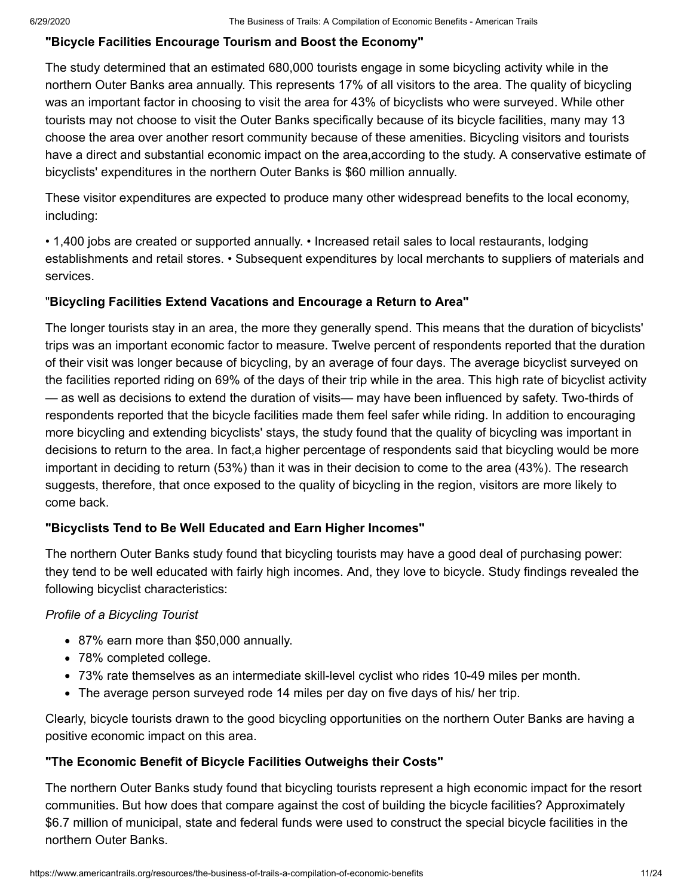**"Bicycle Facilities Encourage Tourism and Boost the Economy"**

The study determined that an estimated 680,000 tourists engage in some bicycling activity while in the northern Outer Banks area annually. This represents 17% of all visitors to the area. The quality of bicycling was an important factor in choosing to visit the area for 43% of bicyclists who were surveyed. While other tourists may not choose to visit the Outer Banks specifically because of its bicycle facilities, many may 13 choose the area over another resort community because of these amenities. Bicycling visitors and tourists have a direct and substantial economic impact on the area,according to the study. A conservative estimate of bicyclists' expenditures in the northern Outer Banks is $60 million annually.

These visitor expenditures are expected to produce many other widespread benefits to the local economy, including:

• 1,400 jobs are created or supported annually. • Increased retail sales to local restaurants, lodging establishments and retail stores. • Subsequent expenditures by local merchants to suppliers of materials and services.

"**Bicycling Facilities Extend Vacations and Encourage a Return to Area"**

The longer tourists stay in an area, the more they generally spend. This means that the duration of bicyclists' trips was an important economic factor to measure. Twelve percent of respondents reported that the duration of their visit was longer because of bicycling, by an average of four days. The average bicyclist surveyed on the facilities reported riding on 69% of the days of their trip while in the area. This high rate of bicyclist activity — as well as decisions to extend the duration of visits— may have been influenced by safety. Two-thirds of respondents reported that the bicycle facilities made them feel safer while riding. In addition to encouraging more bicycling and extending bicyclists' stays, the study found that the quality of bicycling was important in decisions to return to the area. In fact,a higher percentage of respondents said that bicycling would be more important in deciding to return (53%) than it was in their decision to come to the area (43%). The research suggests, therefore, that once exposed to the quality of bicycling in the region, visitors are more likely to come back.

**"Bicyclists Tend to Be Well Educated and Earn Higher Incomes"**

The northern Outer Banks study found that bicycling tourists may have a good deal of purchasing power: they tend to be well educated with fairly high incomes. And, they love to bicycle. Study findings revealed the following bicyclist characteristics:

*Profile of a Bicycling Tourist*

- 87% earn more than $50,000 annually.
- 78% completed college.
- 73% rate themselves as an intermediate skill-level cyclist who rides 10-49 miles per month.
- The average person surveyed rode 14 miles per day on five days of his/ her trip.

Clearly, bicycle tourists drawn to the good bicycling opportunities on the northern Outer Banks are having a positive economic impact on this area.

**"The Economic Benefit of Bicycle Facilities Outweighs their Costs"**

The northern Outer Banks study found that bicycling tourists represent a high economic impact for the resort communities. But how does that compare against the cost of building the bicycle facilities? Approximately $6.7 million of municipal, state and federal funds were used to construct the special bicycle facilities in the northern Outer Banks.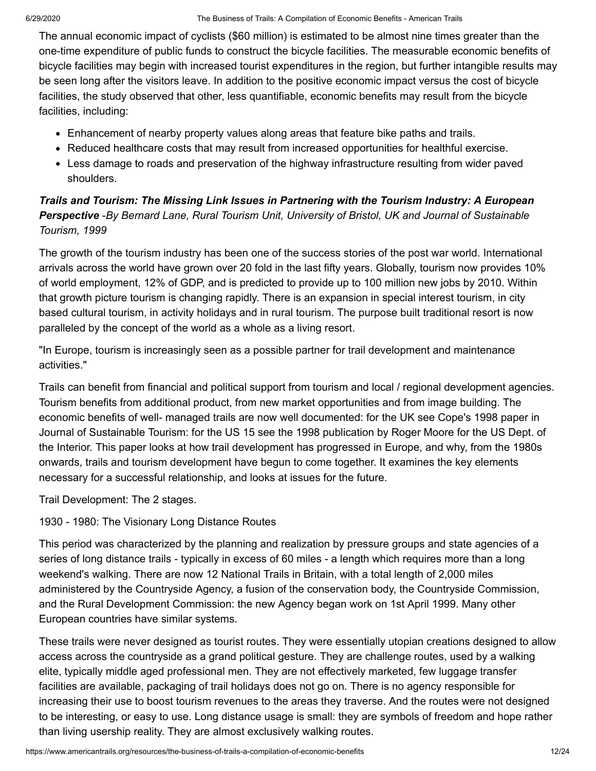The annual economic impact of cyclists ($60 million) is estimated to be almost nine times greater than the one-time expenditure of public funds to construct the bicycle facilities. The measurable economic benefits of bicycle facilities may begin with increased tourist expenditures in the region, but further intangible results may be seen long after the visitors leave. In addition to the positive economic impact versus the cost of bicycle facilities, the study observed that other, less quantifiable, economic benefits may result from the bicycle facilities, including:

- Enhancement of nearby property values along areas that feature bike paths and trails.
- Reduced healthcare costs that may result from increased opportunities for healthful exercise.
- Less damage to roads and preservation of the highway infrastructure resulting from wider paved shoulders.

***Trails and Tourism: The Missing Link Issues in Partnering with the Tourism Industry: A European Perspective** -By Bernard Lane, Rural Tourism Unit, University of Bristol, UK and Journal of Sustainable Tourism, 1999*

The growth of the tourism industry has been one of the success stories of the post war world. International arrivals across the world have grown over 20 fold in the last fifty years. Globally, tourism now provides 10% of world employment, 12% of GDP, and is predicted to provide up to 100 million new jobs by 2010. Within that growth picture tourism is changing rapidly. There is an expansion in special interest tourism, in city based cultural tourism, in activity holidays and in rural tourism. The purpose built traditional resort is now paralleled by the concept of the world as a whole as a living resort.

"In Europe, tourism is increasingly seen as a possible partner for trail development and maintenance activities."

Trails can benefit from financial and political support from tourism and local / regional development agencies. Tourism benefits from additional product, from new market opportunities and from image building. The economic benefits of well- managed trails are now well documented: for the UK see Cope's 1998 paper in Journal of Sustainable Tourism: for the US 15 see the 1998 publication by Roger Moore for the US Dept. of the Interior. This paper looks at how trail development has progressed in Europe, and why, from the 1980s onwards, trails and tourism development have begun to come together. It examines the key elements necessary for a successful relationship, and looks at issues for the future.

Trail Development: The 2 stages.

1930 - 1980: The Visionary Long Distance Routes

This period was characterized by the planning and realization by pressure groups and state agencies of a series of long distance trails - typically in excess of 60 miles - a length which requires more than a long weekend's walking. There are now 12 National Trails in Britain, with a total length of 2,000 miles administered by the Countryside Agency, a fusion of the conservation body, the Countryside Commission, and the Rural Development Commission: the new Agency began work on 1st April 1999. Many other European countries have similar systems.

These trails were never designed as tourist routes. They were essentially utopian creations designed to allow access across the countryside as a grand political gesture. They are challenge routes, used by a walking elite, typically middle aged professional men. They are not effectively marketed, few luggage transfer facilities are available, packaging of trail holidays does not go on. There is no agency responsible for increasing their use to boost tourism revenues to the areas they traverse. And the routes were not designed to be interesting, or easy to use. Long distance usage is small: they are symbols of freedom and hope rather than living usership reality. They are almost exclusively walking routes.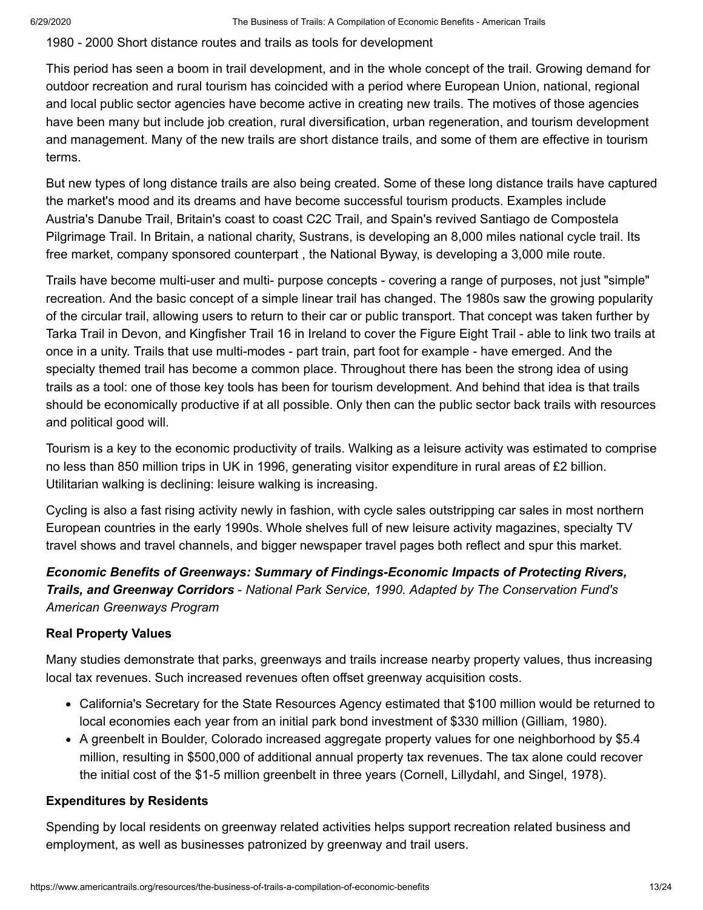1980 - 2000 Short distance routes and trails as tools for development

This period has seen a boom in trail development, and in the whole concept of the trail. Growing demand for outdoor recreation and rural tourism has coincided with a period where European Union, national, regional and local public sector agencies have become active in creating new trails. The motives of those agencies have been many but include job creation, rural diversification, urban regeneration, and tourism development and management. Many of the new trails are short distance trails, and some of them are effective in tourism terms.

But new types of long distance trails are also being created. Some of these long distance trails have captured the market's mood and its dreams and have become successful tourism products. Examples include Austria's Danube Trail, Britain's coast to coast C2C Trail, and Spain's revived Santiago de Compostela Pilgrimage Trail. In Britain, a national charity, Sustrans, is developing an 8,000 miles national cycle trail. Its free market, company sponsored counterpart , the National Byway, is developing a 3,000 mile route.

Trails have become multi-user and multi- purpose concepts - covering a range of purposes, not just "simple" recreation. And the basic concept of a simple linear trail has changed. The 1980s saw the growing popularity of the circular trail, allowing users to return to their car or public transport. That concept was taken further by Tarka Trail in Devon, and Kingfisher Trail 16 in Ireland to cover the Figure Eight Trail - able to link two trails at once in a unity. Trails that use multi-modes - part train, part foot for example - have emerged. And the specialty themed trail has become a common place. Throughout there has been the strong idea of using trails as a tool: one of those key tools has been for tourism development. And behind that idea is that trails should be economically productive if at all possible. Only then can the public sector back trails with resources and political good will.

Tourism is a key to the economic productivity of trails. Walking as a leisure activity was estimated to comprise no less than 850 million trips in UK in 1996, generating visitor expenditure in rural areas of £2 billion. Utilitarian walking is declining: leisure walking is increasing.

Cycling is also a fast rising activity newly in fashion, with cycle sales outstripping car sales in most northern European countries in the early 1990s. Whole shelves full of new leisure activity magazines, specialty TV travel shows and travel channels, and bigger newspaper travel pages both reflect and spur this market.

***Economic Benefits of Greenways: Summary of Findings-Economic Impacts of Protecting Rivers, Trails, and Greenway Corridors*** *- National Park Service, 1990. Adapted by The Conservation Fund's American Greenways Program*

**Real Property Values**

Many studies demonstrate that parks, greenways and trails increase nearby property values, thus increasing local tax revenues. Such increased revenues often offset greenway acquisition costs.

- California's Secretary for the State Resources Agency estimated that $100 million would be returned to local economies each year from an initial park bond investment of $330 million (Gilliam, 1980).
- A greenbelt in Boulder, Colorado increased aggregate property values for one neighborhood by $5.4 million, resulting in $500,000 of additional annual property tax revenues. The tax alone could recover the initial cost of the $1-5 million greenbelt in three years (Cornell, Lillydahl, and Singel, 1978).

**Expenditures by Residents**

Spending by local residents on greenway related activities helps support recreation related business and employment, as well as businesses patronized by greenway and trail users.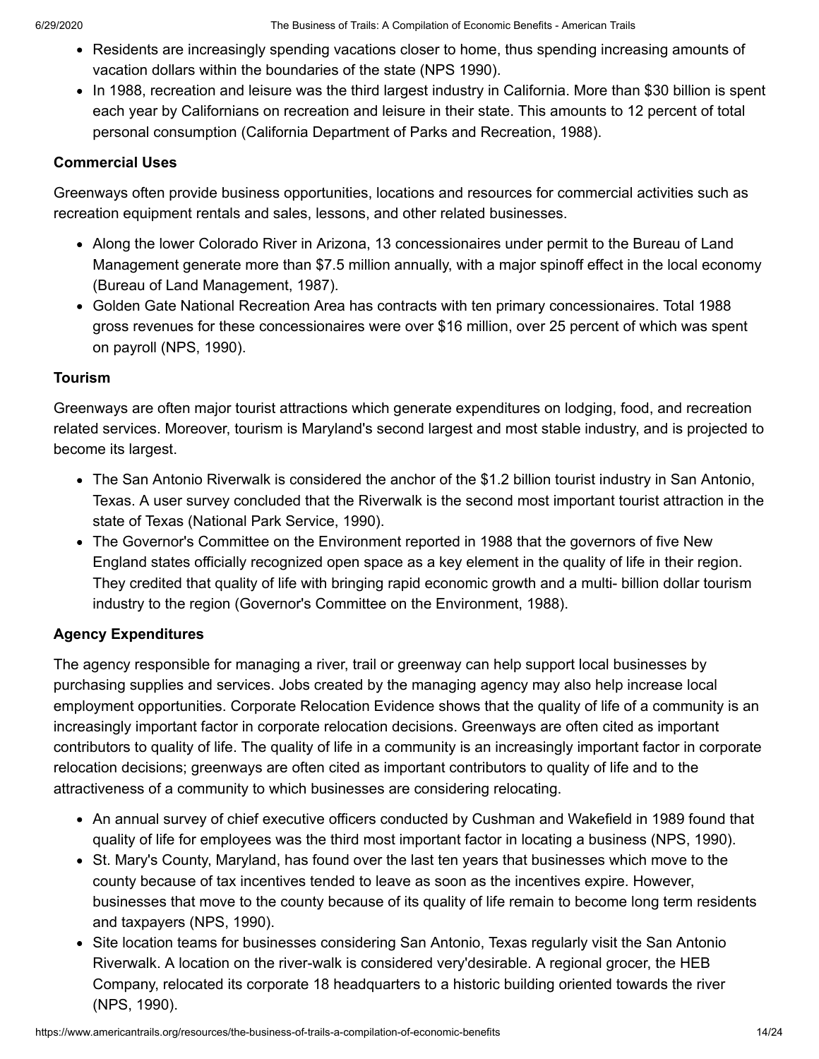- Residents are increasingly spending vacations closer to home, thus spending increasing amounts of vacation dollars within the boundaries of the state (NPS 1990).
- In 1988, recreation and leisure was the third largest industry in California. More than $30 billion is spent each year by Californians on recreation and leisure in their state. This amounts to 12 percent of total personal consumption (California Department of Parks and Recreation, 1988).

**Commercial Uses**

Greenways often provide business opportunities, locations and resources for commercial activities such as recreation equipment rentals and sales, lessons, and other related businesses.

- Along the lower Colorado River in Arizona, 13 concessionaires under permit to the Bureau of Land Management generate more than $7.5 million annually, with a major spinoff effect in the local economy (Bureau of Land Management, 1987).
- Golden Gate National Recreation Area has contracts with ten primary concessionaires. Total 1988 gross revenues for these concessionaires were over $16 million, over 25 percent of which was spent on payroll (NPS, 1990).

**Tourism**

Greenways are often major tourist attractions which generate expenditures on lodging, food, and recreation related services. Moreover, tourism is Maryland's second largest and most stable industry, and is projected to become its largest.

- The San Antonio Riverwalk is considered the anchor of the $1.2 billion tourist industry in San Antonio, Texas. A user survey concluded that the Riverwalk is the second most important tourist attraction in the state of Texas (National Park Service, 1990).
- The Governor's Committee on the Environment reported in 1988 that the governors of five New England states officially recognized open space as a key element in the quality of life in their region. They credited that quality of life with bringing rapid economic growth and a multi- billion dollar tourism industry to the region (Governor's Committee on the Environment, 1988).

**Agency Expenditures**

The agency responsible for managing a river, trail or greenway can help support local businesses by purchasing supplies and services. Jobs created by the managing agency may also help increase local employment opportunities. Corporate Relocation Evidence shows that the quality of life of a community is an increasingly important factor in corporate relocation decisions. Greenways are often cited as important contributors to quality of life. The quality of life in a community is an increasingly important factor in corporate relocation decisions; greenways are often cited as important contributors to quality of life and to the attractiveness of a community to which businesses are considering relocating.

- An annual survey of chief executive officers conducted by Cushman and Wakefield in 1989 found that quality of life for employees was the third most important factor in locating a business (NPS, 1990).
- St. Mary's County, Maryland, has found over the last ten years that businesses which move to the county because of tax incentives tended to leave as soon as the incentives expire. However, businesses that move to the county because of its quality of life remain to become long term residents and taxpayers (NPS, 1990).
- Site location teams for businesses considering San Antonio, Texas regularly visit the San Antonio Riverwalk. A location on the river-walk is considered very'desirable. A regional grocer, the HEB Company, relocated its corporate 18 headquarters to a historic building oriented towards the river (NPS, 1990).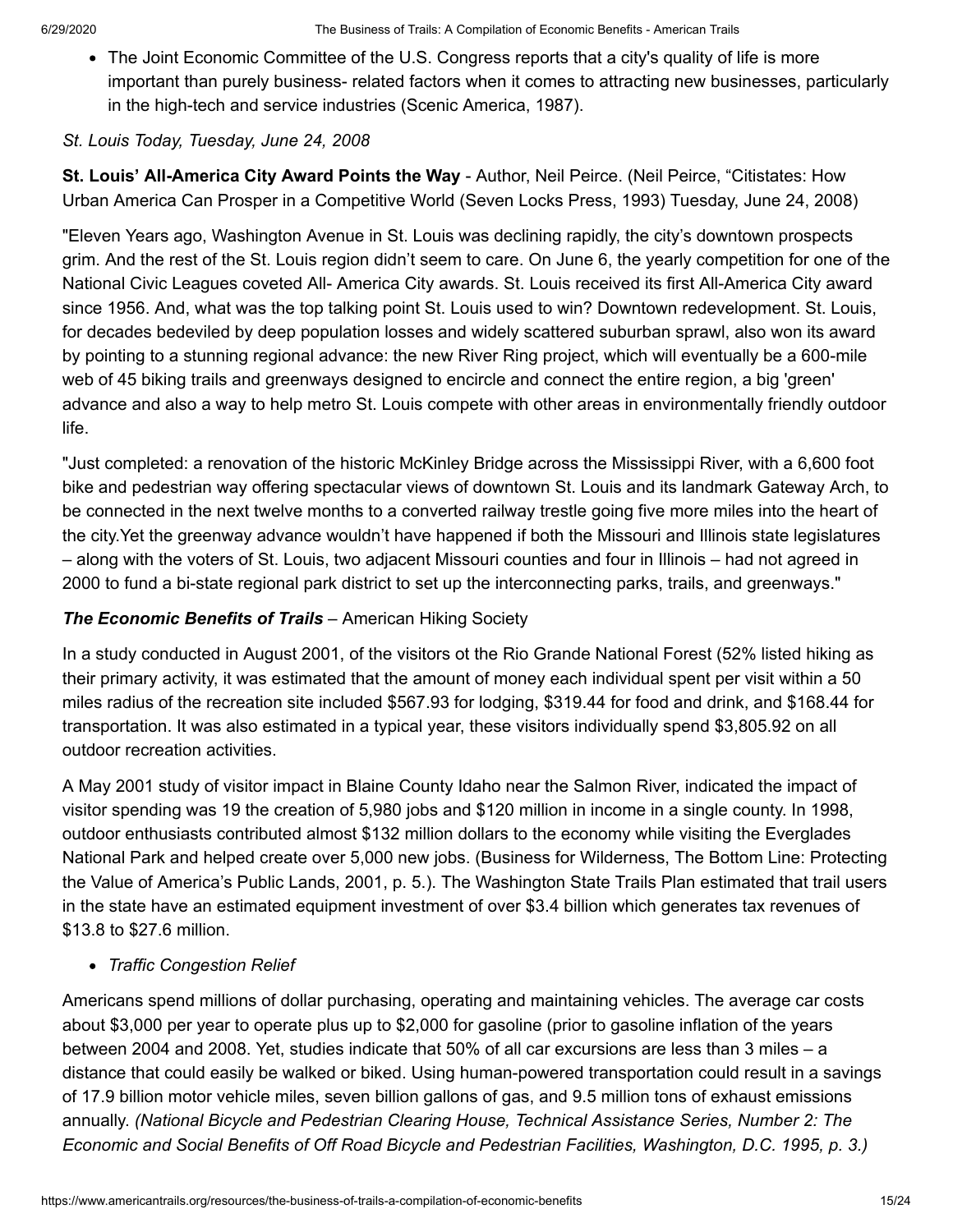- The Joint Economic Committee of the U.S. Congress reports that a city's quality of life is more important than purely business- related factors when it comes to attracting new businesses, particularly in the high-tech and service industries (Scenic America, 1987).

*St. Louis Today, Tuesday, June 24, 2008*

**St. Louis' All-America City Award Points the Way** - Author, Neil Peirce. (Neil Peirce, "Citistates: How Urban America Can Prosper in a Competitive World (Seven Locks Press, 1993) Tuesday, June 24, 2008)

"Eleven Years ago, Washington Avenue in St. Louis was declining rapidly, the city's downtown prospects grim. And the rest of the St. Louis region didn't seem to care. On June 6, the yearly competition for one of the National Civic Leagues coveted All- America City awards. St. Louis received its first All-America City award since 1956. And, what was the top talking point St. Louis used to win? Downtown redevelopment. St. Louis, for decades bedeviled by deep population losses and widely scattered suburban sprawl, also won its award by pointing to a stunning regional advance: the new River Ring project, which will eventually be a 600-mile web of 45 biking trails and greenways designed to encircle and connect the entire region, a big 'green' advance and also a way to help metro St. Louis compete with other areas in environmentally friendly outdoor life.

"Just completed: a renovation of the historic McKinley Bridge across the Mississippi River, with a 6,600 foot bike and pedestrian way offering spectacular views of downtown St. Louis and its landmark Gateway Arch, to be connected in the next twelve months to a converted railway trestle going five more miles into the heart of the city.Yet the greenway advance wouldn't have happened if both the Missouri and Illinois state legislatures – along with the voters of St. Louis, two adjacent Missouri counties and four in Illinois – had not agreed in 2000 to fund a bi-state regional park district to set up the interconnecting parks, trails, and greenways."

***The Economic Benefits of Trails*** – American Hiking Society

In a study conducted in August 2001, of the visitors ot the Rio Grande National Forest (52% listed hiking as their primary activity, it was estimated that the amount of money each individual spent per visit within a 50 miles radius of the recreation site included $567.93 for lodging, $319.44 for food and drink, and $168.44 for transportation. It was also estimated in a typical year, these visitors individually spend $3,805.92 on all outdoor recreation activities.

A May 2001 study of visitor impact in Blaine County Idaho near the Salmon River, indicated the impact of visitor spending was 19 the creation of 5,980 jobs and $120 million in income in a single county. In 1998, outdoor enthusiasts contributed almost $132 million dollars to the economy while visiting the Everglades National Park and helped create over 5,000 new jobs. (Business for Wilderness, The Bottom Line: Protecting the Value of America's Public Lands, 2001, p. 5.). The Washington State Trails Plan estimated that trail users in the state have an estimated equipment investment of over $3.4 billion which generates tax revenues of $13.8 to $27.6 million.

- *Traffic Congestion Relief*

Americans spend millions of dollar purchasing, operating and maintaining vehicles. The average car costs about $3,000 per year to operate plus up to $2,000 for gasoline (prior to gasoline inflation of the years between 2004 and 2008. Yet, studies indicate that 50% of all car excursions are less than 3 miles – a distance that could easily be walked or biked. Using human-powered transportation could result in a savings of 17.9 billion motor vehicle miles, seven billion gallons of gas, and 9.5 million tons of exhaust emissions annually. *(National Bicycle and Pedestrian Clearing House, Technical Assistance Series, Number 2: The Economic and Social Benefits of Off Road Bicycle and Pedestrian Facilities, Washington, D.C. 1995, p. 3.)*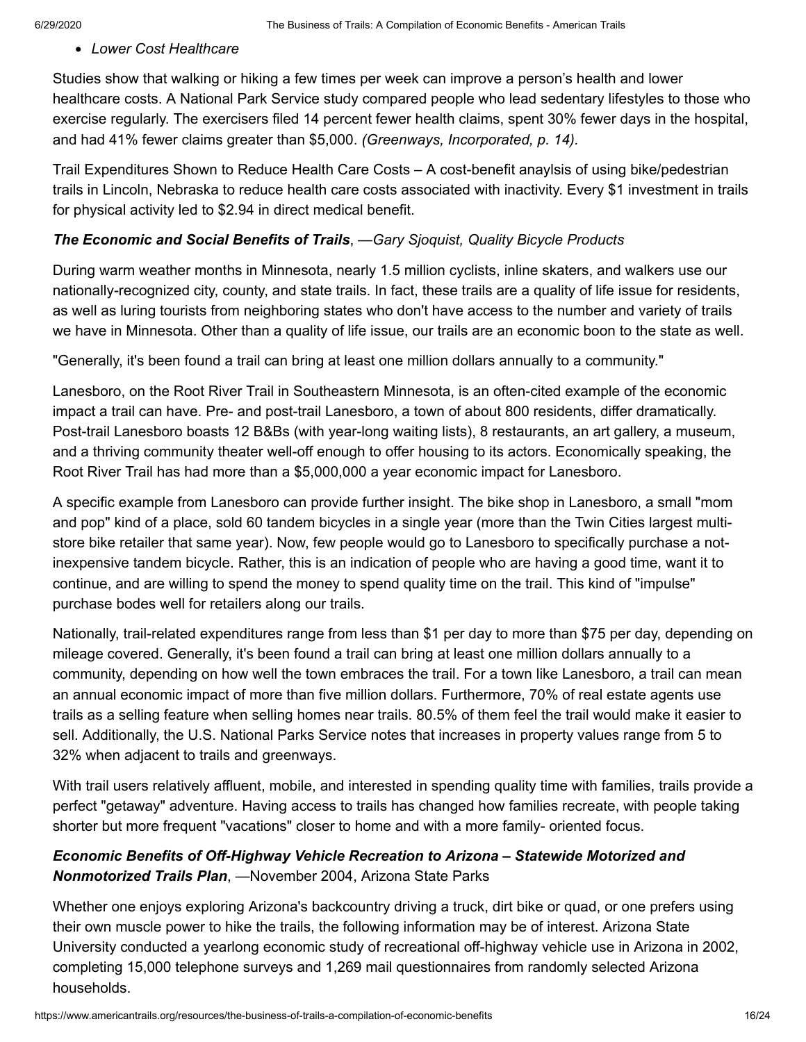- *Lower Cost Healthcare*

Studies show that walking or hiking a few times per week can improve a person's health and lower healthcare costs. A National Park Service study compared people who lead sedentary lifestyles to those who exercise regularly. The exercisers filed 14 percent fewer health claims, spent 30% fewer days in the hospital, and had 41% fewer claims greater than $5,000. *(Greenways, Incorporated, p. 14).*

Trail Expenditures Shown to Reduce Health Care Costs – A cost-benefit anaylsis of using bike/pedestrian trails in Lincoln, Nebraska to reduce health care costs associated with inactivity. Every $1 investment in trails for physical activity led to $2.94 in direct medical benefit.

***The Economic and Social Benefits of Trails***, *—Gary Sjoquist, Quality Bicycle Products*

During warm weather months in Minnesota, nearly 1.5 million cyclists, inline skaters, and walkers use our nationally-recognized city, county, and state trails. In fact, these trails are a quality of life issue for residents, as well as luring tourists from neighboring states who don't have access to the number and variety of trails we have in Minnesota. Other than a quality of life issue, our trails are an economic boon to the state as well.

"Generally, it's been found a trail can bring at least one million dollars annually to a community."

Lanesboro, on the Root River Trail in Southeastern Minnesota, is an often-cited example of the economic impact a trail can have. Pre- and post-trail Lanesboro, a town of about 800 residents, differ dramatically. Post-trail Lanesboro boasts 12 B&Bs (with year-long waiting lists), 8 restaurants, an art gallery, a museum, and a thriving community theater well-off enough to offer housing to its actors. Economically speaking, the Root River Trail has had more than a $5,000,000 a year economic impact for Lanesboro.

A specific example from Lanesboro can provide further insight. The bike shop in Lanesboro, a small "mom and pop" kind of a place, sold 60 tandem bicycles in a single year (more than the Twin Cities largest multi-store bike retailer that same year). Now, few people would go to Lanesboro to specifically purchase a not-inexpensive tandem bicycle. Rather, this is an indication of people who are having a good time, want it to continue, and are willing to spend the money to spend quality time on the trail. This kind of "impulse" purchase bodes well for retailers along our trails.

Nationally, trail-related expenditures range from less than $1 per day to more than $75 per day, depending on mileage covered. Generally, it's been found a trail can bring at least one million dollars annually to a community, depending on how well the town embraces the trail. For a town like Lanesboro, a trail can mean an annual economic impact of more than five million dollars. Furthermore, 70% of real estate agents use trails as a selling feature when selling homes near trails. 80.5% of them feel the trail would make it easier to sell. Additionally, the U.S. National Parks Service notes that increases in property values range from 5 to 32% when adjacent to trails and greenways.

With trail users relatively affluent, mobile, and interested in spending quality time with families, trails provide a perfect "getaway" adventure. Having access to trails has changed how families recreate, with people taking shorter but more frequent "vacations" closer to home and with a more family- oriented focus.

***Economic Benefits of Off-Highway Vehicle Recreation to Arizona – Statewide Motorized and Nonmotorized Trails Plan***, —November 2004, Arizona State Parks

Whether one enjoys exploring Arizona's backcountry driving a truck, dirt bike or quad, or one prefers using their own muscle power to hike the trails, the following information may be of interest. Arizona State University conducted a yearlong economic study of recreational off-highway vehicle use in Arizona in 2002, completing 15,000 telephone surveys and 1,269 mail questionnaires from randomly selected Arizona households.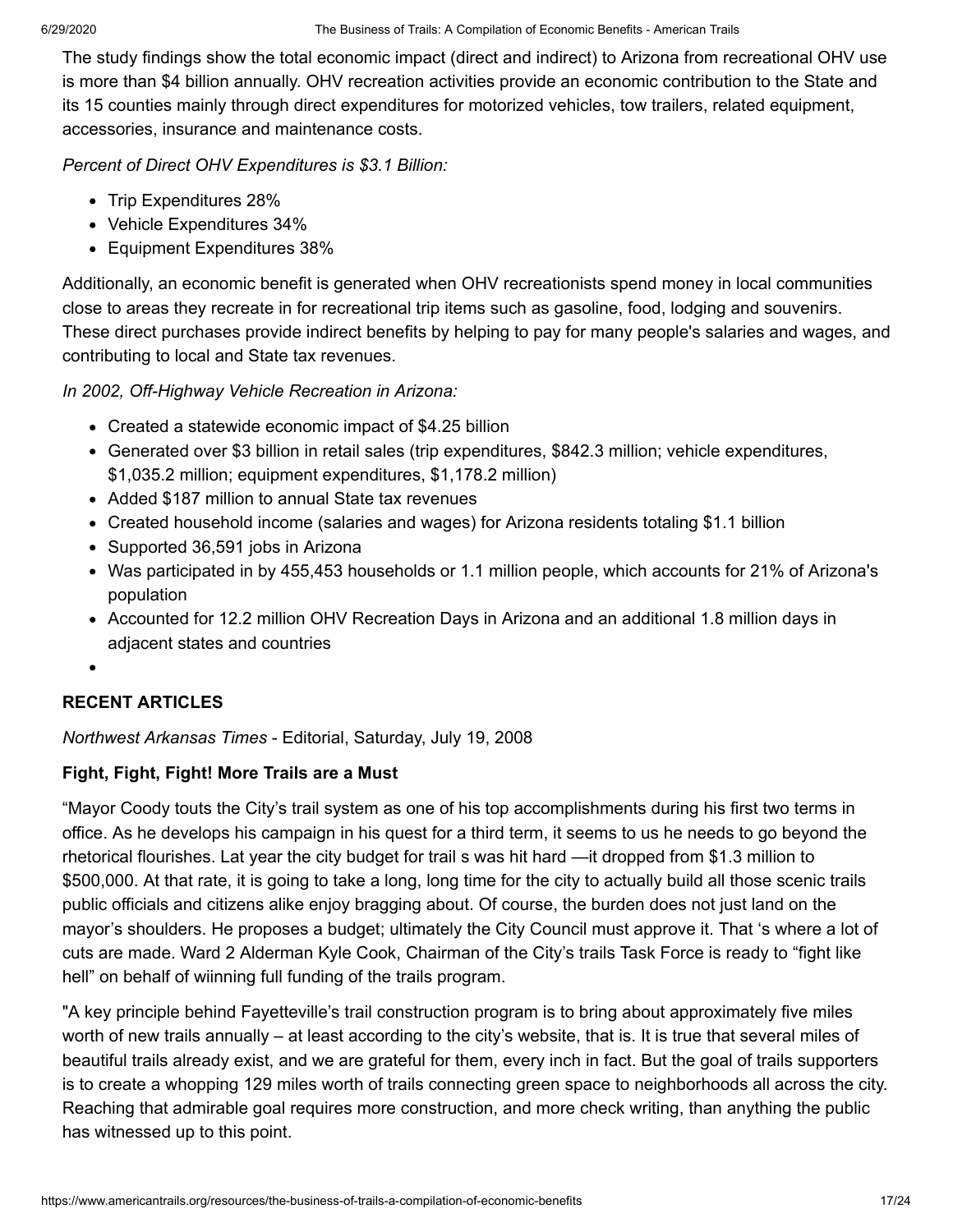The study findings show the total economic impact (direct and indirect) to Arizona from recreational OHV use is more than $4 billion annually. OHV recreation activities provide an economic contribution to the State and its 15 counties mainly through direct expenditures for motorized vehicles, tow trailers, related equipment, accessories, insurance and maintenance costs.

*Percent of Direct OHV Expenditures is $3.1 Billion:*

- Trip Expenditures 28%
- Vehicle Expenditures 34%
- Equipment Expenditures 38%

Additionally, an economic benefit is generated when OHV recreationists spend money in local communities close to areas they recreate in for recreational trip items such as gasoline, food, lodging and souvenirs. These direct purchases provide indirect benefits by helping to pay for many people's salaries and wages, and contributing to local and State tax revenues.

*In 2002, Off-Highway Vehicle Recreation in Arizona:*

- Created a statewide economic impact of $4.25 billion
- Generated over $3 billion in retail sales (trip expenditures, $842.3 million; vehicle expenditures, $1,035.2 million; equipment expenditures, $1,178.2 million)
- Added $187 million to annual State tax revenues
- Created household income (salaries and wages) for Arizona residents totaling $1.1 billion
- Supported 36,591 jobs in Arizona
- Was participated in by 455,453 households or 1.1 million people, which accounts for 21% of Arizona's population
- Accounted for 12.2 million OHV Recreation Days in Arizona and an additional 1.8 million days in adjacent states and countries

## RECENT ARTICLES

*Northwest Arkansas Times* - Editorial, Saturday, July 19, 2008

**Fight, Fight, Fight! More Trails are a Must**

"Mayor Coody touts the City's trail system as one of his top accomplishments during his first two terms in office. As he develops his campaign in his quest for a third term, it seems to us he needs to go beyond the rhetorical flourishes. Lat year the city budget for trail s was hit hard —it dropped from $1.3 million to $500,000. At that rate, it is going to take a long, long time for the city to actually build all those scenic trails public officials and citizens alike enjoy bragging about. Of course, the burden does not just land on the mayor's shoulders. He proposes a budget; ultimately the City Council must approve it. That 's where a lot of cuts are made. Ward 2 Alderman Kyle Cook, Chairman of the City's trails Task Force is ready to "fight like hell" on behalf of wiinning full funding of the trails program.

"A key principle behind Fayetteville's trail construction program is to bring about approximately five miles worth of new trails annually – at least according to the city's website, that is. It is true that several miles of beautiful trails already exist, and we are grateful for them, every inch in fact. But the goal of trails supporters is to create a whopping 129 miles worth of trails connecting green space to neighborhoods all across the city. Reaching that admirable goal requires more construction, and more check writing, than anything the public has witnessed up to this point.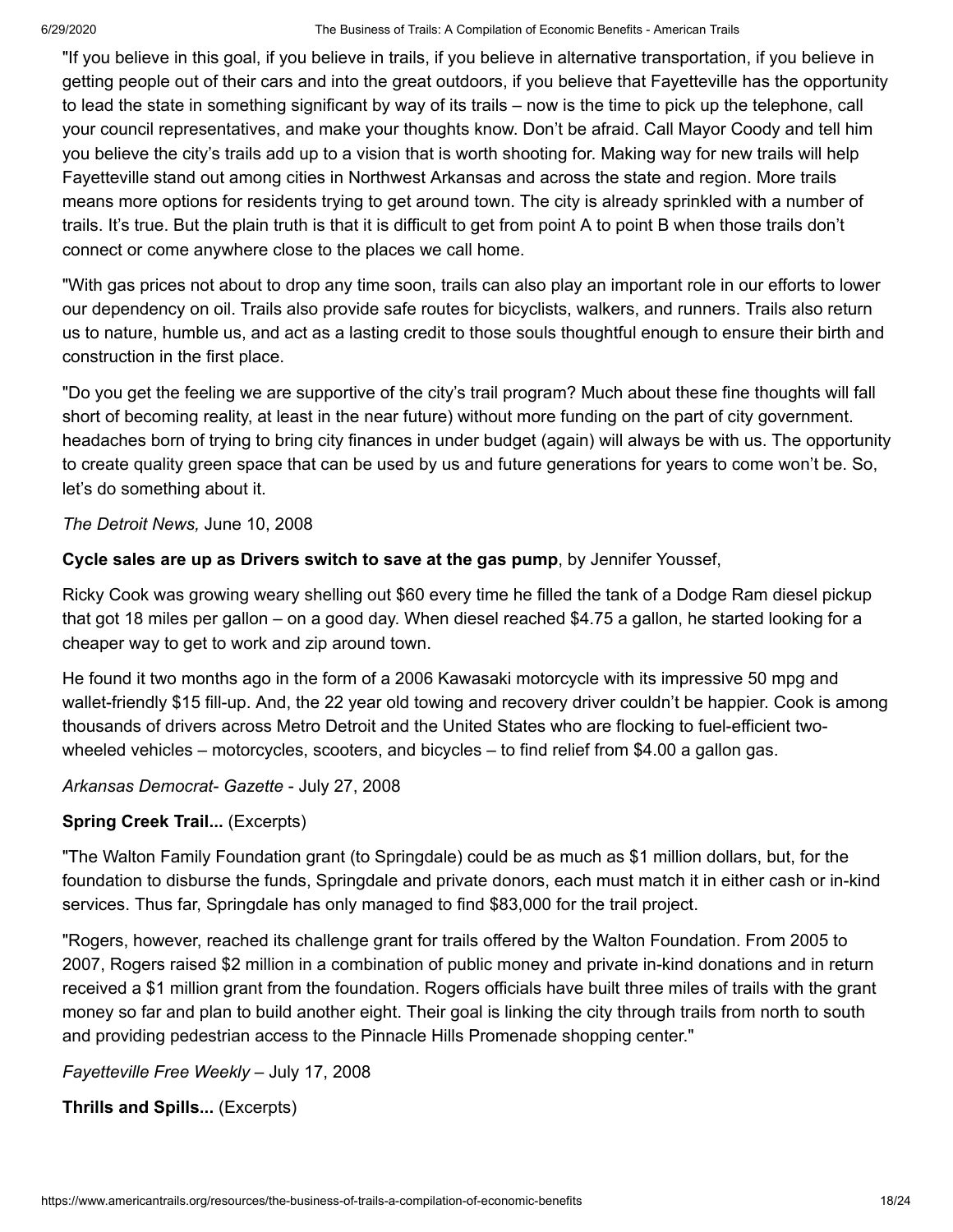"If you believe in this goal, if you believe in trails, if you believe in alternative transportation, if you believe in getting people out of their cars and into the great outdoors, if you believe that Fayetteville has the opportunity to lead the state in something significant by way of its trails – now is the time to pick up the telephone, call your council representatives, and make your thoughts know. Don't be afraid. Call Mayor Coody and tell him you believe the city's trails add up to a vision that is worth shooting for. Making way for new trails will help Fayetteville stand out among cities in Northwest Arkansas and across the state and region. More trails means more options for residents trying to get around town. The city is already sprinkled with a number of trails. It's true. But the plain truth is that it is difficult to get from point A to point B when those trails don't connect or come anywhere close to the places we call home.

"With gas prices not about to drop any time soon, trails can also play an important role in our efforts to lower our dependency on oil. Trails also provide safe routes for bicyclists, walkers, and runners. Trails also return us to nature, humble us, and act as a lasting credit to those souls thoughtful enough to ensure their birth and construction in the first place.

"Do you get the feeling we are supportive of the city's trail program? Much about these fine thoughts will fall short of becoming reality, at least in the near future) without more funding on the part of city government. headaches born of trying to bring city finances in under budget (again) will always be with us. The opportunity to create quality green space that can be used by us and future generations for years to come won't be. So, let's do something about it.

*The Detroit News,* June 10, 2008

**Cycle sales are up as Drivers switch to save at the gas pump**, by Jennifer Youssef,

Ricky Cook was growing weary shelling out $60 every time he filled the tank of a Dodge Ram diesel pickup that got 18 miles per gallon – on a good day. When diesel reached $4.75 a gallon, he started looking for a cheaper way to get to work and zip around town.

He found it two months ago in the form of a 2006 Kawasaki motorcycle with its impressive 50 mpg and wallet-friendly $15 fill-up. And, the 22 year old towing and recovery driver couldn't be happier. Cook is among thousands of drivers across Metro Detroit and the United States who are flocking to fuel-efficient two-wheeled vehicles – motorcycles, scooters, and bicycles – to find relief from $4.00 a gallon gas.

*Arkansas Democrat- Gazette* - July 27, 2008

**Spring Creek Trail...** (Excerpts)

"The Walton Family Foundation grant (to Springdale) could be as much as $1 million dollars, but, for the foundation to disburse the funds, Springdale and private donors, each must match it in either cash or in-kind services. Thus far, Springdale has only managed to find $83,000 for the trail project.

"Rogers, however, reached its challenge grant for trails offered by the Walton Foundation. From 2005 to 2007, Rogers raised $2 million in a combination of public money and private in-kind donations and in return received a $1 million grant from the foundation. Rogers officials have built three miles of trails with the grant money so far and plan to build another eight. Their goal is linking the city through trails from north to south and providing pedestrian access to the Pinnacle Hills Promenade shopping center."

*Fayetteville Free Weekly* – July 17, 2008

**Thrills and Spills...** (Excerpts)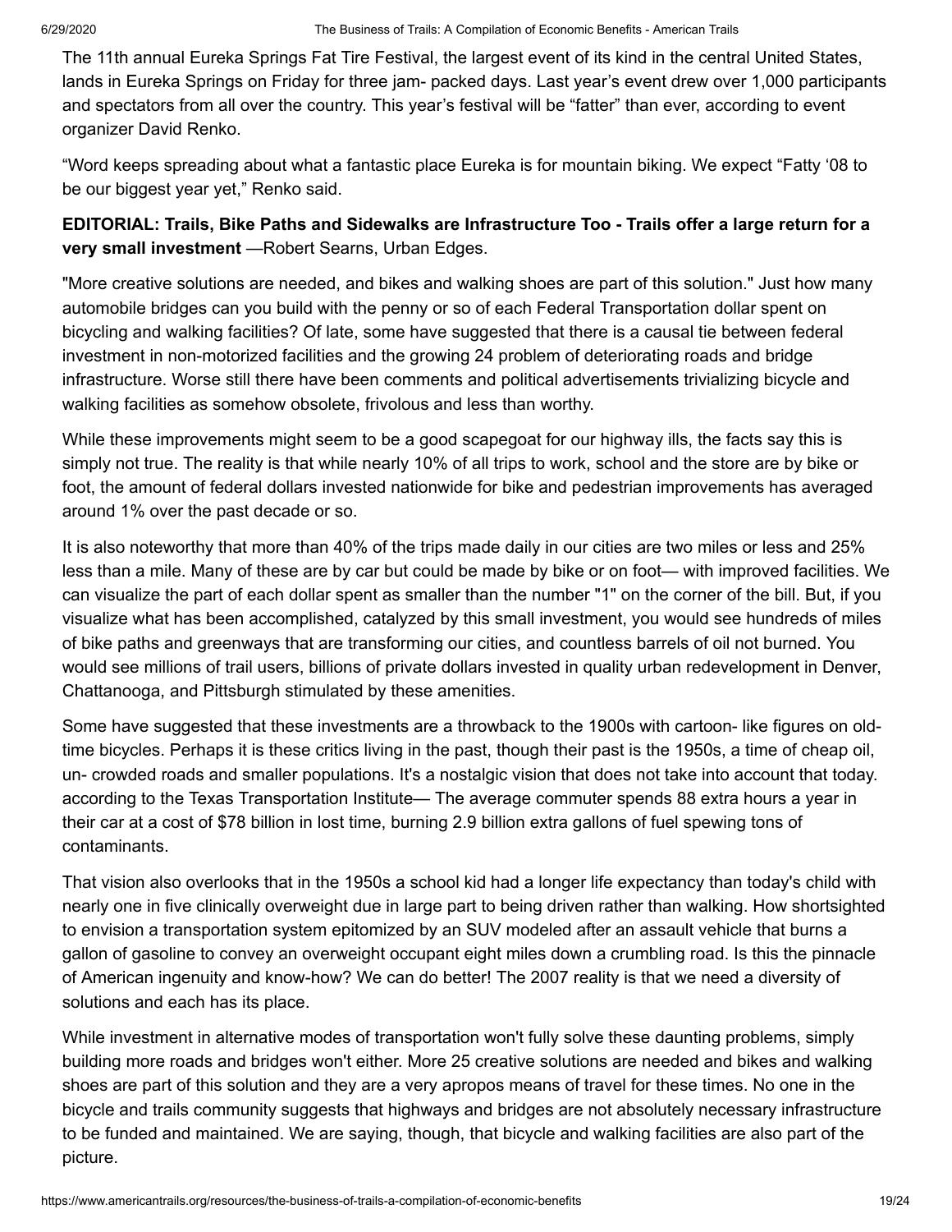The 11th annual Eureka Springs Fat Tire Festival, the largest event of its kind in the central United States, lands in Eureka Springs on Friday for three jam- packed days. Last year's event drew over 1,000 participants and spectators from all over the country. This year's festival will be "fatter" than ever, according to event organizer David Renko.

"Word keeps spreading about what a fantastic place Eureka is for mountain biking. We expect "Fatty '08 to be our biggest year yet," Renko said.

**EDITORIAL: Trails, Bike Paths and Sidewalks are Infrastructure Too - Trails offer a large return for a very small investment** —Robert Searns, Urban Edges.

"More creative solutions are needed, and bikes and walking shoes are part of this solution." Just how many automobile bridges can you build with the penny or so of each Federal Transportation dollar spent on bicycling and walking facilities? Of late, some have suggested that there is a causal tie between federal investment in non-motorized facilities and the growing 24 problem of deteriorating roads and bridge infrastructure. Worse still there have been comments and political advertisements trivializing bicycle and walking facilities as somehow obsolete, frivolous and less than worthy.

While these improvements might seem to be a good scapegoat for our highway ills, the facts say this is simply not true. The reality is that while nearly 10% of all trips to work, school and the store are by bike or foot, the amount of federal dollars invested nationwide for bike and pedestrian improvements has averaged around 1% over the past decade or so.

It is also noteworthy that more than 40% of the trips made daily in our cities are two miles or less and 25% less than a mile. Many of these are by car but could be made by bike or on foot— with improved facilities. We can visualize the part of each dollar spent as smaller than the number "1" on the corner of the bill. But, if you visualize what has been accomplished, catalyzed by this small investment, you would see hundreds of miles of bike paths and greenways that are transforming our cities, and countless barrels of oil not burned. You would see millions of trail users, billions of private dollars invested in quality urban redevelopment in Denver, Chattanooga, and Pittsburgh stimulated by these amenities.

Some have suggested that these investments are a throwback to the 1900s with cartoon- like figures on old-time bicycles. Perhaps it is these critics living in the past, though their past is the 1950s, a time of cheap oil, un- crowded roads and smaller populations. It's a nostalgic vision that does not take into account that today. according to the Texas Transportation Institute— The average commuter spends 88 extra hours a year in their car at a cost of $78 billion in lost time, burning 2.9 billion extra gallons of fuel spewing tons of contaminants.

That vision also overlooks that in the 1950s a school kid had a longer life expectancy than today's child with nearly one in five clinically overweight due in large part to being driven rather than walking. How shortsighted to envision a transportation system epitomized by an SUV modeled after an assault vehicle that burns a gallon of gasoline to convey an overweight occupant eight miles down a crumbling road. Is this the pinnacle of American ingenuity and know-how? We can do better! The 2007 reality is that we need a diversity of solutions and each has its place.

While investment in alternative modes of transportation won't fully solve these daunting problems, simply building more roads and bridges won't either. More 25 creative solutions are needed and bikes and walking shoes are part of this solution and they are a very apropos means of travel for these times. No one in the bicycle and trails community suggests that highways and bridges are not absolutely necessary infrastructure to be funded and maintained. We are saying, though, that bicycle and walking facilities are also part of the picture.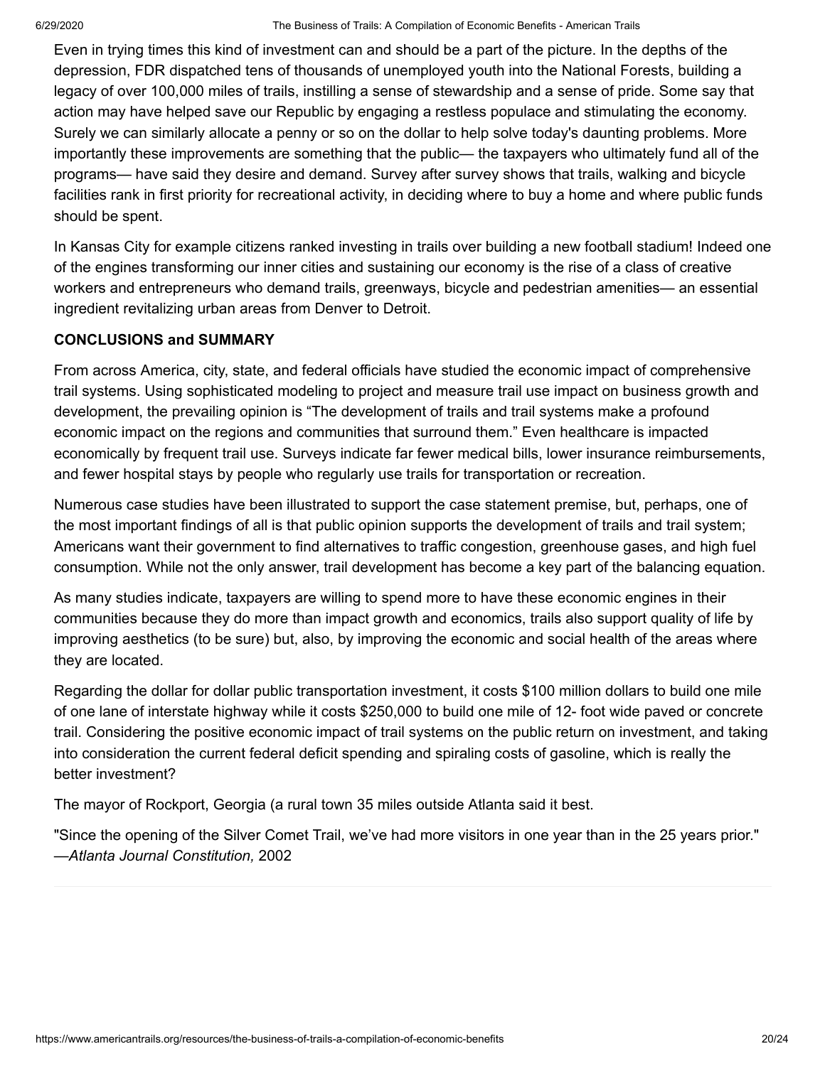Even in trying times this kind of investment can and should be a part of the picture. In the depths of the depression, FDR dispatched tens of thousands of unemployed youth into the National Forests, building a legacy of over 100,000 miles of trails, instilling a sense of stewardship and a sense of pride. Some say that action may have helped save our Republic by engaging a restless populace and stimulating the economy. Surely we can similarly allocate a penny or so on the dollar to help solve today's daunting problems. More importantly these improvements are something that the public— the taxpayers who ultimately fund all of the programs— have said they desire and demand. Survey after survey shows that trails, walking and bicycle facilities rank in first priority for recreational activity, in deciding where to buy a home and where public funds should be spent.

In Kansas City for example citizens ranked investing in trails over building a new football stadium! Indeed one of the engines transforming our inner cities and sustaining our economy is the rise of a class of creative workers and entrepreneurs who demand trails, greenways, bicycle and pedestrian amenities— an essential ingredient revitalizing urban areas from Denver to Detroit.

**CONCLUSIONS and SUMMARY**

From across America, city, state, and federal officials have studied the economic impact of comprehensive trail systems. Using sophisticated modeling to project and measure trail use impact on business growth and development, the prevailing opinion is "The development of trails and trail systems make a profound economic impact on the regions and communities that surround them." Even healthcare is impacted economically by frequent trail use. Surveys indicate far fewer medical bills, lower insurance reimbursements, and fewer hospital stays by people who regularly use trails for transportation or recreation.

Numerous case studies have been illustrated to support the case statement premise, but, perhaps, one of the most important findings of all is that public opinion supports the development of trails and trail system; Americans want their government to find alternatives to traffic congestion, greenhouse gases, and high fuel consumption. While not the only answer, trail development has become a key part of the balancing equation.

As many studies indicate, taxpayers are willing to spend more to have these economic engines in their communities because they do more than impact growth and economics, trails also support quality of life by improving aesthetics (to be sure) but, also, by improving the economic and social health of the areas where they are located.

Regarding the dollar for dollar public transportation investment, it costs $100 million dollars to build one mile of one lane of interstate highway while it costs $250,000 to build one mile of 12- foot wide paved or concrete trail. Considering the positive economic impact of trail systems on the public return on investment, and taking into consideration the current federal deficit spending and spiraling costs of gasoline, which is really the better investment?

The mayor of Rockport, Georgia (a rural town 35 miles outside Atlanta said it best.

"Since the opening of the Silver Comet Trail, we've had more visitors in one year than in the 25 years prior." —*Atlanta Journal Constitution,* 2002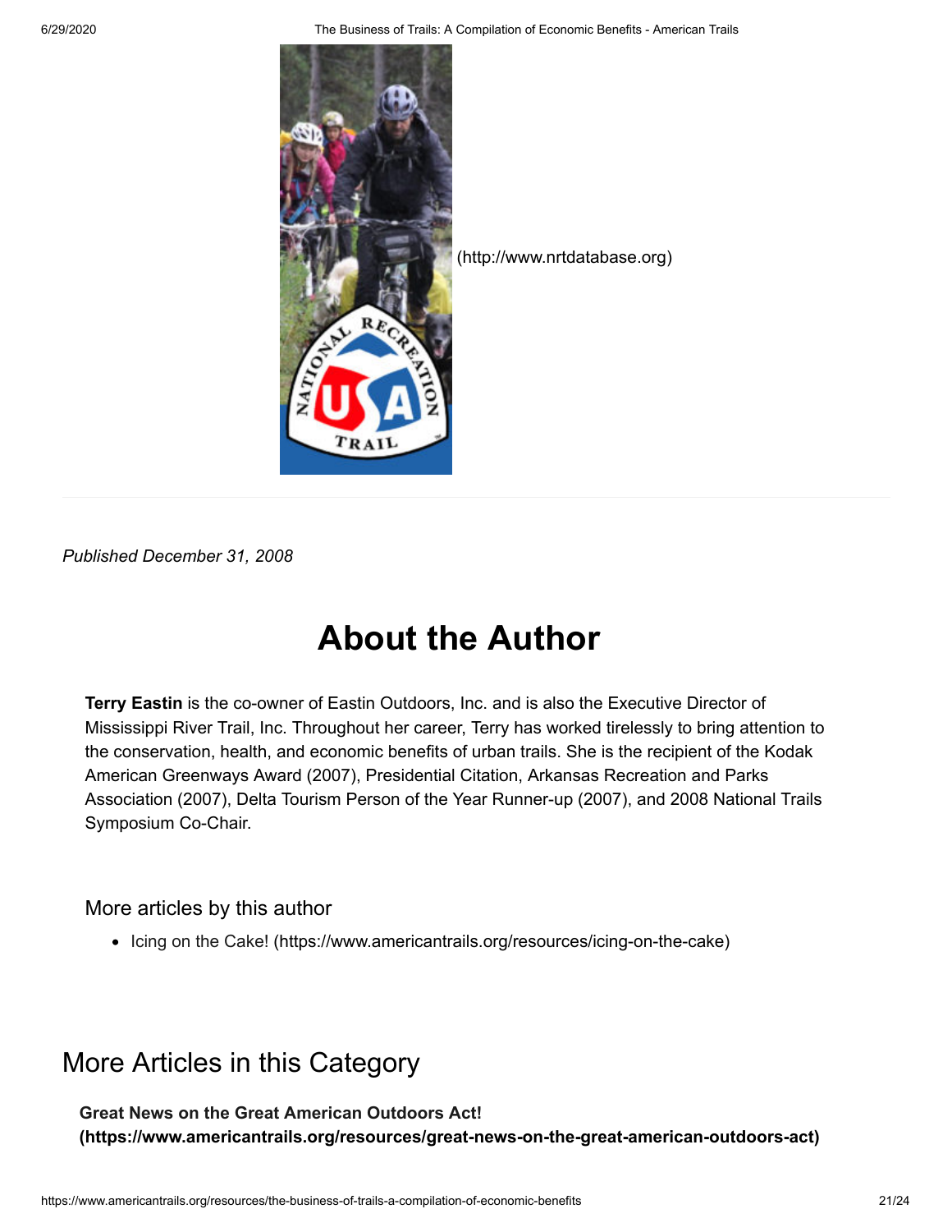(http://www.nrtdatabase.org)

*Published December 31, 2008*

# About the Author

**Terry Eastin** is the co-owner of Eastin Outdoors, Inc. and is also the Executive Director of Mississippi River Trail, Inc. Throughout her career, Terry has worked tirelessly to bring attention to the conservation, health, and economic benefits of urban trails. She is the recipient of the Kodak American Greenways Award (2007), Presidential Citation, Arkansas Recreation and Parks Association (2007), Delta Tourism Person of the Year Runner-up (2007), and 2008 National Trails Symposium Co-Chair.

More articles by this author

- Icing on the Cake! (https://www.americantrails.org/resources/icing-on-the-cake)

## More Articles in this Category

**Great News on the Great American Outdoors Act! (https://www.americantrails.org/resources/great-news-on-the-great-american-outdoors-act)**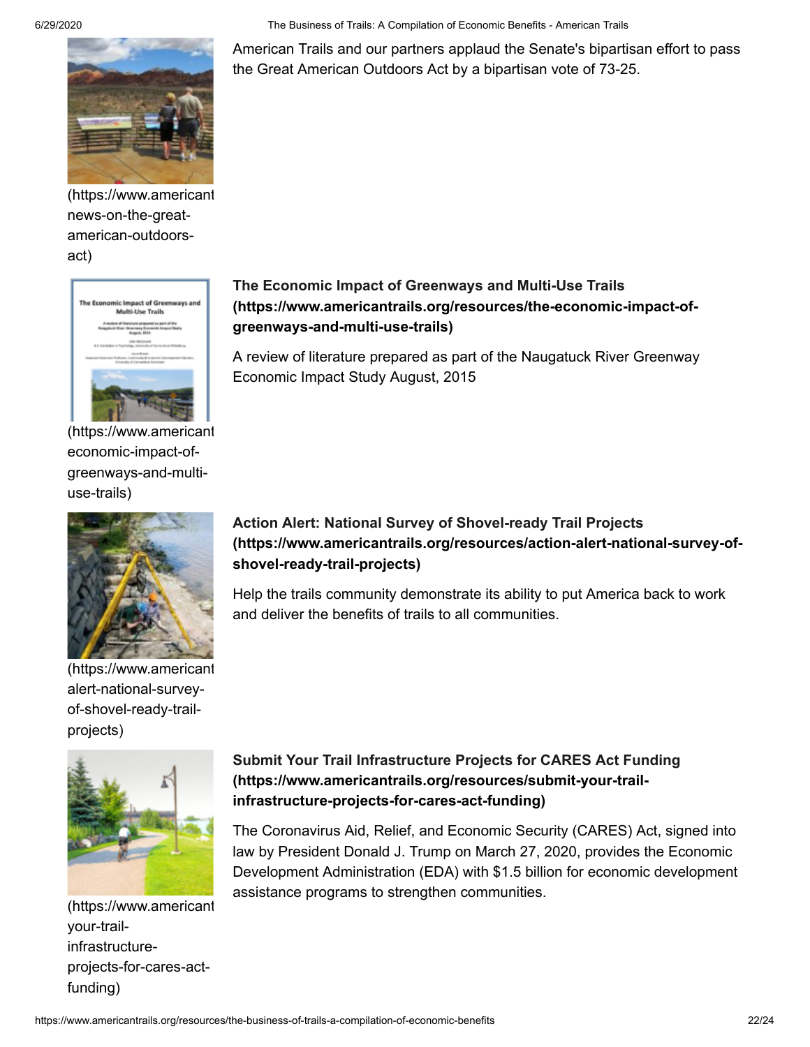American Trails and our partners applaud the Senate's bipartisan effort to pass the Great American Outdoors Act by a bipartisan vote of 73-25.

(https://www.americant news-on-the-great-american-outdoors-act)

**The Economic Impact of Greenways and Multi-Use Trails (https://www.americantrails.org/resources/the-economic-impact-of-greenways-and-multi-use-trails)**

A review of literature prepared as part of the Naugatuck River Greenway Economic Impact Study August, 2015

(https://www.americant economic-impact-of-greenways-and-multi-use-trails)

**Action Alert: National Survey of Shovel-ready Trail Projects (https://www.americantrails.org/resources/action-alert-national-survey-of-shovel-ready-trail-projects)**

Help the trails community demonstrate its ability to put America back to work and deliver the benefits of trails to all communities.

(https://www.americant alert-national-survey-of-shovel-ready-trail-projects)

**Submit Your Trail Infrastructure Projects for CARES Act Funding (https://www.americantrails.org/resources/submit-your-trail-infrastructure-projects-for-cares-act-funding)**

The Coronavirus Aid, Relief, and Economic Security (CARES) Act, signed into law by President Donald J. Trump on March 27, 2020, provides the Economic Development Administration (EDA) with $1.5 billion for economic development assistance programs to strengthen communities.

(https://www.americant your-trail-infrastructure-projects-for-cares-act-funding)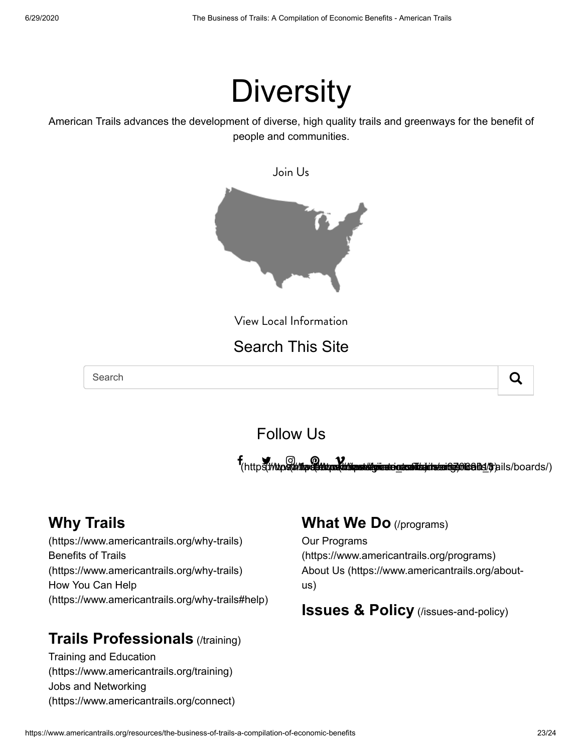# Diversity

American Trails advances the development of diverse, high quality trails and greenways for the benefit of people and communities.

Join Us

View Local Information

## Search This Site

Search

## Follow Us

(https://www.facebook.com/americantrails) (https://twitter.com/AmericanTrails) (https://www.instagram.com/americantrails/) (https://www.pinterest.com/americantrails/boards/) (https://vimeo.com/user27382418)

## Why Trails

(https://www.americantrails.org/why-trails)
Benefits of Trails
(https://www.americantrails.org/why-trails)
How You Can Help
(https://www.americantrails.org/why-trails#help)

## Trails Professionals (/training)

Training and Education
(https://www.americantrails.org/training)
Jobs and Networking
(https://www.americantrails.org/connect)

## What We Do (/programs)

Our Programs
(https://www.americantrails.org/programs)
About Us (https://www.americantrails.org/about-us)

## Issues & Policy (/issues-and-policy)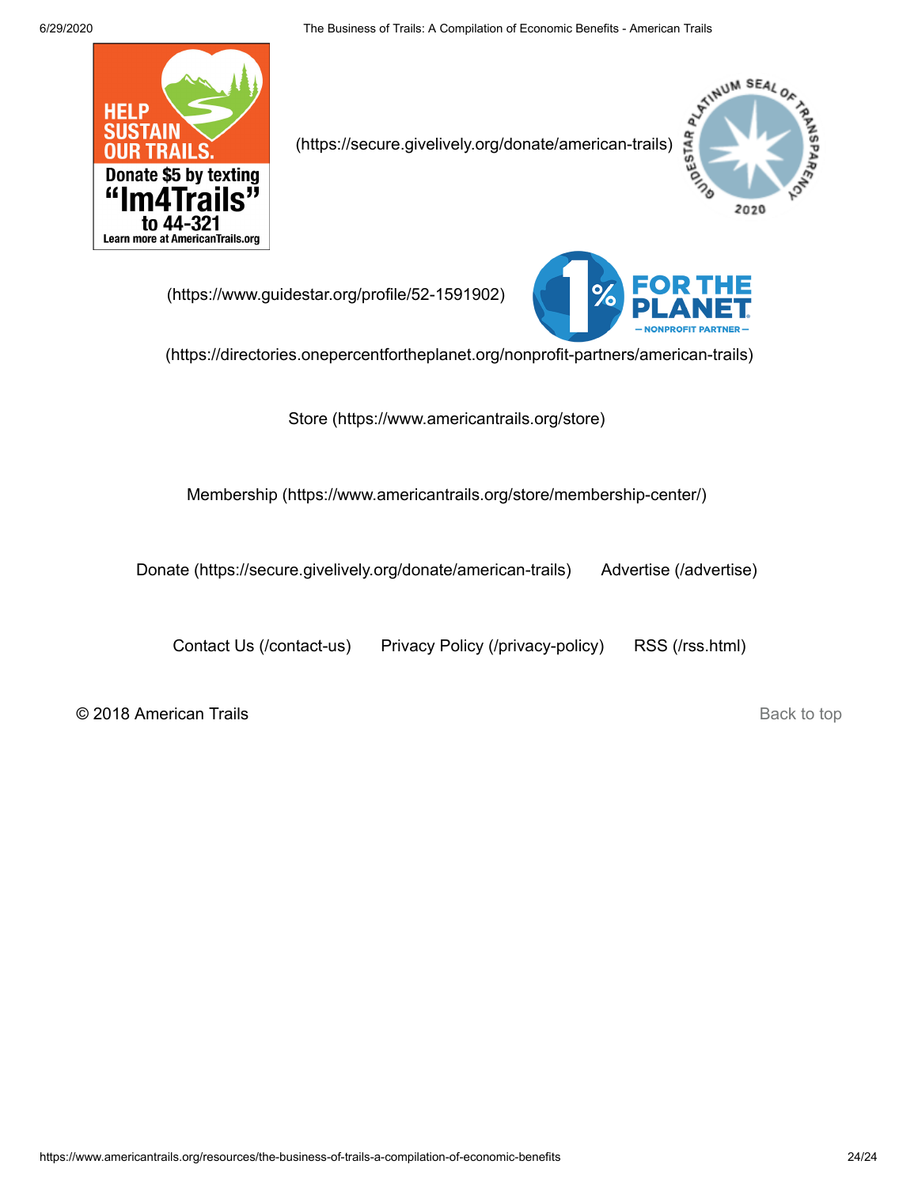HELP SUSTAIN OUR TRAILS.
Donate $5 by texting "Im4Trails" to 44-321
Learn more at AmericanTrails.org

(https://secure.givelively.org/donate/american-trails)

GUIDESTAR PLATINUM SEAL OF TRANSPARENCY 2020

(https://www.guidestar.org/profile/52-1591902)

1% FOR THE PLANET — NONPROFIT PARTNER —

(https://directories.onepercentfortheplanet.org/nonprofit-partners/american-trails)

Store (https://www.americantrails.org/store)

Membership (https://www.americantrails.org/store/membership-center/)

Donate (https://secure.givelively.org/donate/american-trails) Advertise (/advertise)

Contact Us (/contact-us) Privacy Policy (/privacy-policy) RSS (/rss.html)

© 2018 American Trails

Back to top